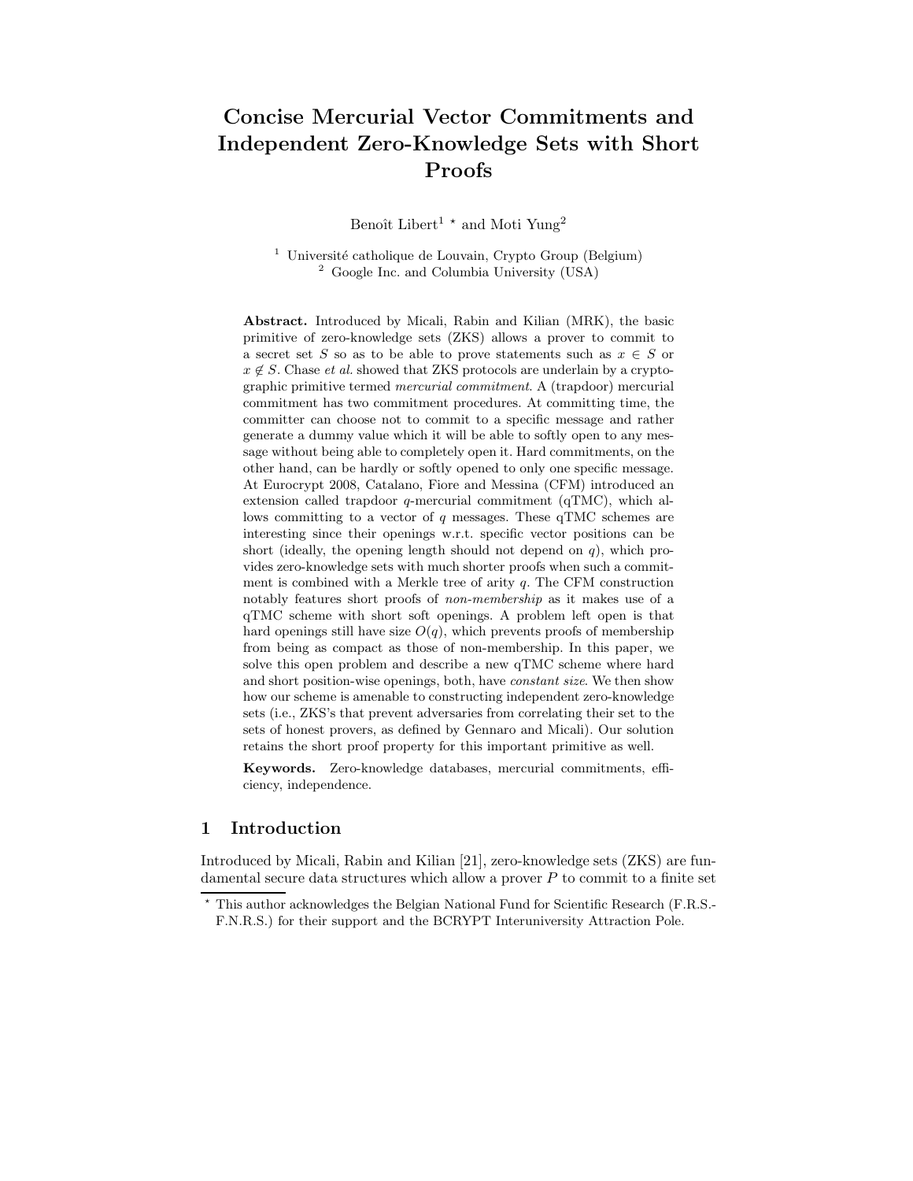# Concise Mercurial Vector Commitments and Independent Zero-Knowledge Sets with Short Proofs

Benoît Libert[1] [⋆] and Moti Yung[2]

[1] Université catholique de Louvain, Crypto Group (Belgium)
[2] Google Inc. and Columbia University (USA)

**Abstract.** Introduced by Micali, Rabin and Kilian (MRK), the basic primitive of zero-knowledge sets (ZKS) allows a prover to commit to a secret set $S$ so as to be able to prove statements such as $x \in S$ or $x \notin S$. Chase *et al.* showed that ZKS protocols are underlain by a cryptographic primitive termed *mercurial commitment*. A (trapdoor) mercurial commitment has two commitment procedures. At committing time, the committer can choose not to commit to a specific message and rather generate a dummy value which it will be able to softly open to any message without being able to completely open it. Hard commitments, on the other hand, can be hardly or softly opened to only one specific message. At Eurocrypt 2008, Catalano, Fiore and Messina (CFM) introduced an extension called trapdoor $q$-mercurial commitment (qTMC), which allows committing to a vector of $q$ messages. These qTMC schemes are interesting since their openings w.r.t. specific vector positions can be short (ideally, the opening length should not depend on $q$), which provides zero-knowledge sets with much shorter proofs when such a commitment is combined with a Merkle tree of arity $q$. The CFM construction notably features short proofs of *non-membership* as it makes use of a qTMC scheme with short soft openings. A problem left open is that hard openings still have size $O(q)$, which prevents proofs of membership from being as compact as those of non-membership. In this paper, we solve this open problem and describe a new qTMC scheme where hard and short position-wise openings, both, have *constant size*. We then show how our scheme is amenable to constructing independent zero-knowledge sets (i.e., ZKS's that prevent adversaries from correlating their set to the sets of honest provers, as defined by Gennaro and Micali). Our solution retains the short proof property for this important primitive as well.

**Keywords.** Zero-knowledge databases, mercurial commitments, efficiency, independence.

## 1 Introduction

Introduced by Micali, Rabin and Kilian [21], zero-knowledge sets (ZKS) are fundamental secure data structures which allow a prover $P$ to commit to a finite set

---

⋆ This author acknowledges the Belgian National Fund for Scientific Research (F.R.S.-F.N.R.S.) for their support and the BCRYPT Interuniversity Attraction Pole.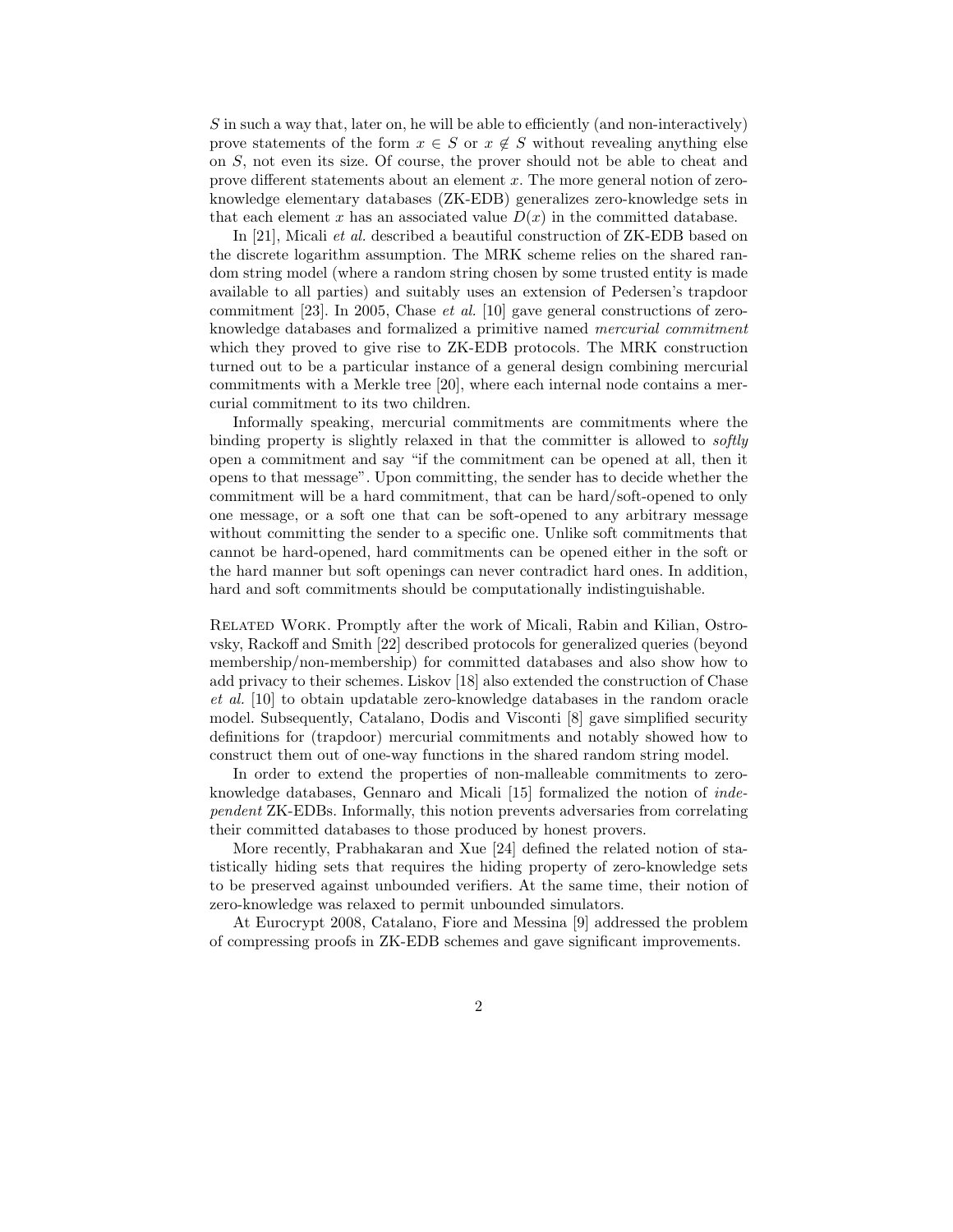$S$ in such a way that, later on, he will be able to efficiently (and non-interactively) prove statements of the form $x \in S$ or $x \notin S$ without revealing anything else on $S$, not even its size. Of course, the prover should not be able to cheat and prove different statements about an element $x$. The more general notion of zero-knowledge elementary databases (ZK-EDB) generalizes zero-knowledge sets in that each element $x$ has an associated value $D(x)$ in the committed database.

In [21], Micali *et al.* described a beautiful construction of ZK-EDB based on the discrete logarithm assumption. The MRK scheme relies on the shared random string model (where a random string chosen by some trusted entity is made available to all parties) and suitably uses an extension of Pedersen's trapdoor commitment [23]. In 2005, Chase *et al.* [10] gave general constructions of zero-knowledge databases and formalized a primitive named *mercurial commitment* which they proved to give rise to ZK-EDB protocols. The MRK construction turned out to be a particular instance of a general design combining mercurial commitments with a Merkle tree [20], where each internal node contains a mercurial commitment to its two children.

Informally speaking, mercurial commitments are commitments where the binding property is slightly relaxed in that the committer is allowed to *softly* open a commitment and say "if the commitment can be opened at all, then it opens to that message". Upon committing, the sender has to decide whether the commitment will be a hard commitment, that can be hard/soft-opened to only one message, or a soft one that can be soft-opened to any arbitrary message without committing the sender to a specific one. Unlike soft commitments that cannot be hard-opened, hard commitments can be opened either in the soft or the hard manner but soft openings can never contradict hard ones. In addition, hard and soft commitments should be computationally indistinguishable.

Related Work. Promptly after the work of Micali, Rabin and Kilian, Ostrovsky, Rackoff and Smith [22] described protocols for generalized queries (beyond membership/non-membership) for committed databases and also show how to add privacy to their schemes. Liskov [18] also extended the construction of Chase *et al.* [10] to obtain updatable zero-knowledge databases in the random oracle model. Subsequently, Catalano, Dodis and Visconti [8] gave simplified security definitions for (trapdoor) mercurial commitments and notably showed how to construct them out of one-way functions in the shared random string model.

In order to extend the properties of non-malleable commitments to zero-knowledge databases, Gennaro and Micali [15] formalized the notion of *independent* ZK-EDBs. Informally, this notion prevents adversaries from correlating their committed databases to those produced by honest provers.

More recently, Prabhakaran and Xue [24] defined the related notion of statistically hiding sets that requires the hiding property of zero-knowledge sets to be preserved against unbounded verifiers. At the same time, their notion of zero-knowledge was relaxed to permit unbounded simulators.

At Eurocrypt 2008, Catalano, Fiore and Messina [9] addressed the problem of compressing proofs in ZK-EDB schemes and gave significant improvements.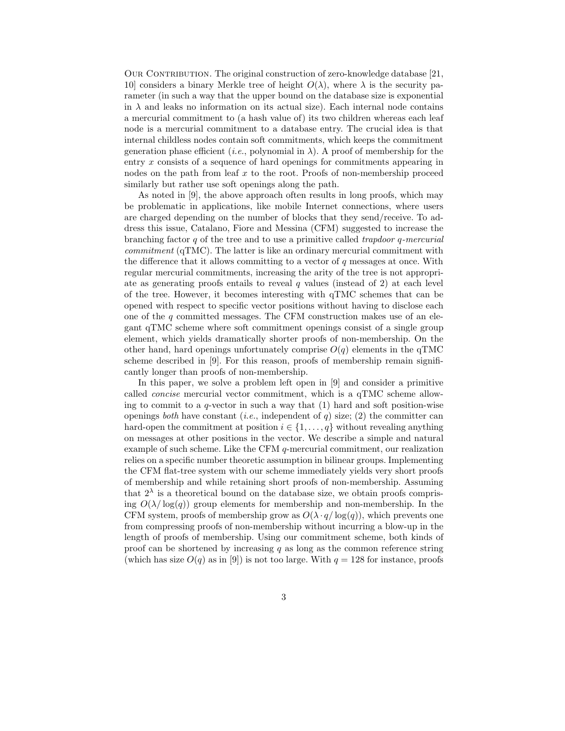Our Contribution. The original construction of zero-knowledge database [21, 10] considers a binary Merkle tree of height $O(\lambda)$, where $\lambda$ is the security parameter (in such a way that the upper bound on the database size is exponential in $\lambda$ and leaks no information on its actual size). Each internal node contains a mercurial commitment to (a hash value of) its two children whereas each leaf node is a mercurial commitment to a database entry. The crucial idea is that internal childless nodes contain soft commitments, which keeps the commitment generation phase efficient (*i.e.*, polynomial in $\lambda$). A proof of membership for the entry $x$ consists of a sequence of hard openings for commitments appearing in nodes on the path from leaf $x$ to the root. Proofs of non-membership proceed similarly but rather use soft openings along the path.

As noted in [9], the above approach often results in long proofs, which may be problematic in applications, like mobile Internet connections, where users are charged depending on the number of blocks that they send/receive. To address this issue, Catalano, Fiore and Messina (CFM) suggested to increase the branching factor $q$ of the tree and to use a primitive called *trapdoor q-mercurial commitment* (qTMC). The latter is like an ordinary mercurial commitment with the difference that it allows committing to a vector of $q$ messages at once. With regular mercurial commitments, increasing the arity of the tree is not appropriate as generating proofs entails to reveal $q$ values (instead of 2) at each level of the tree. However, it becomes interesting with qTMC schemes that can be opened with respect to specific vector positions without having to disclose each one of the $q$ committed messages. The CFM construction makes use of an elegant qTMC scheme where soft commitment openings consist of a single group element, which yields dramatically shorter proofs of non-membership. On the other hand, hard openings unfortunately comprise $O(q)$ elements in the qTMC scheme described in [9]. For this reason, proofs of membership remain significantly longer than proofs of non-membership.

In this paper, we solve a problem left open in [9] and consider a primitive called *concise* mercurial vector commitment, which is a qTMC scheme allowing to commit to a $q$-vector in such a way that (1) hard and soft position-wise openings *both* have constant (*i.e.*, independent of $q$) size; (2) the committer can hard-open the commitment at position $i \in \{1, \ldots, q\}$ without revealing anything on messages at other positions in the vector. We describe a simple and natural example of such scheme. Like the CFM $q$-mercurial commitment, our realization relies on a specific number theoretic assumption in bilinear groups. Implementing the CFM flat-tree system with our scheme immediately yields very short proofs of membership and while retaining short proofs of non-membership. Assuming that $2^\lambda$ is a theoretical bound on the database size, we obtain proofs comprising $O(\lambda/\log(q))$ group elements for membership and non-membership. In the CFM system, proofs of membership grow as $O(\lambda \cdot q/\log(q))$, which prevents one from compressing proofs of non-membership without incurring a blow-up in the length of proofs of membership. Using our commitment scheme, both kinds of proof can be shortened by increasing $q$ as long as the common reference string (which has size $O(q)$ as in [9]) is not too large. With $q = 128$ for instance, proofs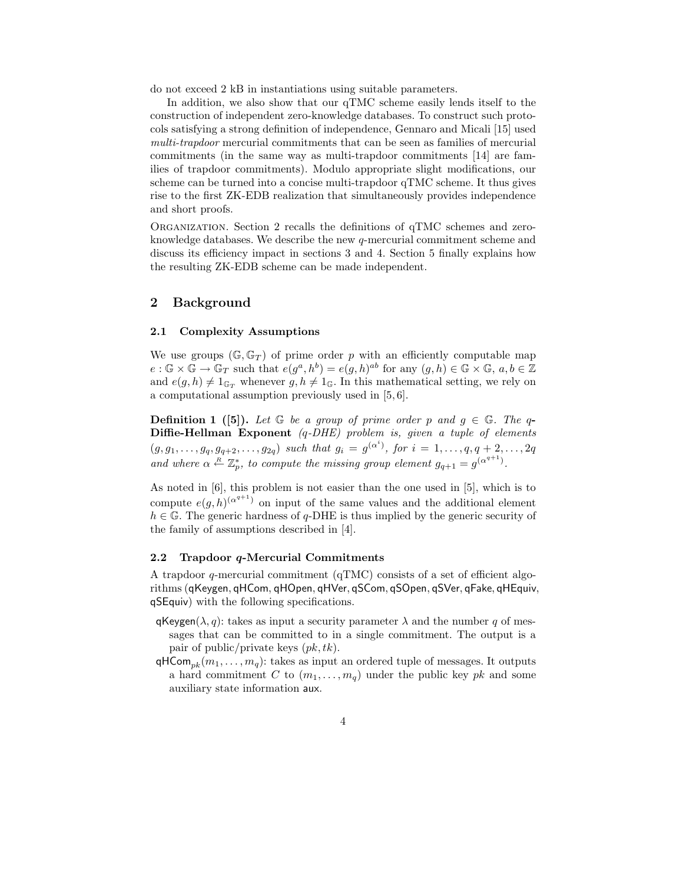do not exceed 2 kB in instantiations using suitable parameters.

In addition, we also show that our qTMC scheme easily lends itself to the construction of independent zero-knowledge databases. To construct such protocols satisfying a strong definition of independence, Gennaro and Micali [15] used *multi-trapdoor* mercurial commitments that can be seen as families of mercurial commitments (in the same way as multi-trapdoor commitments [14] are families of trapdoor commitments). Modulo appropriate slight modifications, our scheme can be turned into a concise multi-trapdoor qTMC scheme. It thus gives rise to the first ZK-EDB realization that simultaneously provides independence and short proofs.

Organization. Section 2 recalls the definitions of qTMC schemes and zero-knowledge databases. We describe the new $q$-mercurial commitment scheme and discuss its efficiency impact in sections 3 and 4. Section 5 finally explains how the resulting ZK-EDB scheme can be made independent.

## 2 Background

### 2.1 Complexity Assumptions

We use groups $(\mathbb{G}, \mathbb{G}_T)$ of prime order $p$ with an efficiently computable map $e : \mathbb{G} \times \mathbb{G} \rightarrow \mathbb{G}_T$ such that $e(g^a, h^b) = e(g, h)^{ab}$ for any $(g, h) \in \mathbb{G} \times \mathbb{G}$, $a, b \in \mathbb{Z}$ and $e(g, h) \neq 1_{\mathbb{G}_T}$ whenever $g, h \neq 1_{\mathbb{G}}$. In this mathematical setting, we rely on a computational assumption previously used in [5, 6].

**Definition 1 ([5]).** *Let $\mathbb{G}$ be a group of prime order $p$ and $g \in \mathbb{G}$. The* **$q$-Diffie-Hellman Exponent** *($q$-DHE) problem is, given a tuple of elements $(g, g_1, \ldots, g_q, g_{q+2}, \ldots, g_{2q})$ such that $g_i = g^{(\alpha^i)}$, for $i = 1, \ldots, q, q+2, \ldots, 2q$ and where $\alpha \stackrel{R}{\leftarrow} \mathbb{Z}_p^*$, to compute the missing group element $g_{q+1} = g^{(\alpha^{q+1})}$.*

As noted in [6], this problem is not easier than the one used in [5], which is to compute $e(g, h)^{(\alpha^{q+1})}$ on input of the same values and the additional element $h \in \mathbb{G}$. The generic hardness of $q$-DHE is thus implied by the generic security of the family of assumptions described in [4].

### 2.2 Trapdoor $q$-Mercurial Commitments

A trapdoor $q$-mercurial commitment (qTMC) consists of a set of efficient algorithms (qKeygen, qHCom, qHOpen, qHVer, qSCom, qSOpen, qSVer, qFake, qHEquiv, qSEquiv) with the following specifications.

- qKeygen$(\lambda, q)$: takes as input a security parameter $\lambda$ and the number $q$ of messages that can be committed to in a single commitment. The output is a pair of public/private keys $(pk, tk)$.
- qHCom$_{pk}(m_1, \ldots, m_q)$: takes as input an ordered tuple of messages. It outputs a hard commitment $C$ to $(m_1, \ldots, m_q)$ under the public key $pk$ and some auxiliary state information aux.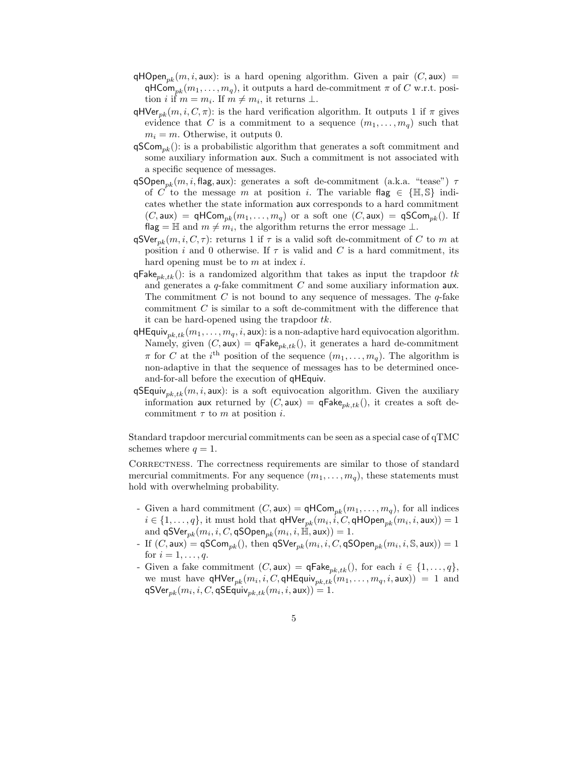$\mathsf{qHOpen}_{pk}(m, i, \mathsf{aux})$: is a hard opening algorithm. Given a pair $(C, \mathsf{aux}) = \mathsf{qHCom}_{pk}(m_1, \ldots, m_q)$, it outputs a hard de-commitment $\pi$ of $C$ w.r.t. position $i$ if $m = m_i$. If $m \neq m_i$, it returns $\perp$.

$\mathsf{qHVer}_{pk}(m, i, C, \pi)$: is the hard verification algorithm. It outputs 1 if $\pi$ gives evidence that $C$ is a commitment to a sequence $(m_1, \ldots, m_q)$ such that $m_i = m$. Otherwise, it outputs 0.

$\mathsf{qSCom}_{pk}()$: is a probabilistic algorithm that generates a soft commitment and some auxiliary information $\mathsf{aux}$. Such a commitment is not associated with a specific sequence of messages.

$\mathsf{qSOpen}_{pk}(m, i, \mathsf{flag}, \mathsf{aux})$: generates a soft de-commitment (a.k.a. "tease") $\tau$ of $C$ to the message $m$ at position $i$. The variable $\mathsf{flag} \in \{\mathbb{H}, \mathbb{S}\}$ indicates whether the state information $\mathsf{aux}$ corresponds to a hard commitment $(C, \mathsf{aux}) = \mathsf{qHCom}_{pk}(m_1, \ldots, m_q)$ or a soft one $(C, \mathsf{aux}) = \mathsf{qSCom}_{pk}()$. If $\mathsf{flag} = \mathbb{H}$ and $m \neq m_i$, the algorithm returns the error message $\perp$.

$\mathsf{qSVer}_{pk}(m, i, C, \tau)$: returns 1 if $\tau$ is a valid soft de-commitment of $C$ to $m$ at position $i$ and 0 otherwise. If $\tau$ is valid and $C$ is a hard commitment, its hard opening must be to $m$ at index $i$.

$\mathsf{qFake}_{pk,tk}()$: is a randomized algorithm that takes as input the trapdoor $tk$ and generates a $q$-fake commitment $C$ and some auxiliary information $\mathsf{aux}$. The commitment $C$ is not bound to any sequence of messages. The $q$-fake commitment $C$ is similar to a soft de-commitment with the difference that it can be hard-opened using the trapdoor $tk$.

$\mathsf{qHEquiv}_{pk,tk}(m_1, \ldots, m_q, i, \mathsf{aux})$: is a non-adaptive hard equivocation algorithm. Namely, given $(C, \mathsf{aux}) = \mathsf{qFake}_{pk,tk}()$, it generates a hard de-commitment $\pi$ for $C$ at the $i^{\text{th}}$ position of the sequence $(m_1, \ldots, m_q)$. The algorithm is non-adaptive in that the sequence of messages has to be determined once-and-for-all before the execution of $\mathsf{qHEquiv}$.

$\mathsf{qSEquiv}_{pk,tk}(m, i, \mathsf{aux})$: is a soft equivocation algorithm. Given the auxiliary information $\mathsf{aux}$ returned by $(C, \mathsf{aux}) = \mathsf{qFake}_{pk,tk}()$, it creates a soft de-commitment $\tau$ to $m$ at position $i$.

Standard trapdoor mercurial commitments can be seen as a special case of qTMC schemes where $q = 1$.

**Correctness.** The correctness requirements are similar to those of standard mercurial commitments. For any sequence $(m_1, \ldots, m_q)$, these statements must hold with overwhelming probability.

- Given a hard commitment $(C, \mathsf{aux}) = \mathsf{qHCom}_{pk}(m_1, \ldots, m_q)$, for all indices $i \in \{1, \ldots, q\}$, it must hold that $\mathsf{qHVer}_{pk}(m_i, i, C, \mathsf{qHOpen}_{pk}(m_i, i, \mathsf{aux})) = 1$ and $\mathsf{qSVer}_{pk}(m_i, i, C, \mathsf{qSOpen}_{pk}(m_i, i, \mathbb{H}, \mathsf{aux})) = 1$.
- If $(C, \mathsf{aux}) = \mathsf{qSCom}_{pk}()$, then $\mathsf{qSVer}_{pk}(m_i, i, C, \mathsf{qSOpen}_{pk}(m_i, i, \mathbb{S}, \mathsf{aux})) = 1$ for $i = 1, \ldots, q$.
- Given a fake commitment $(C, \mathsf{aux}) = \mathsf{qFake}_{pk,tk}()$, for each $i \in \{1, \ldots, q\}$, we must have $\mathsf{qHVer}_{pk}(m_i, i, C, \mathsf{qHEquiv}_{pk,tk}(m_1, \ldots, m_q, i, \mathsf{aux})) = 1$ and $\mathsf{qSVer}_{pk}(m_i, i, C, \mathsf{qSEquiv}_{pk,tk}(m_i, i, \mathsf{aux})) = 1$.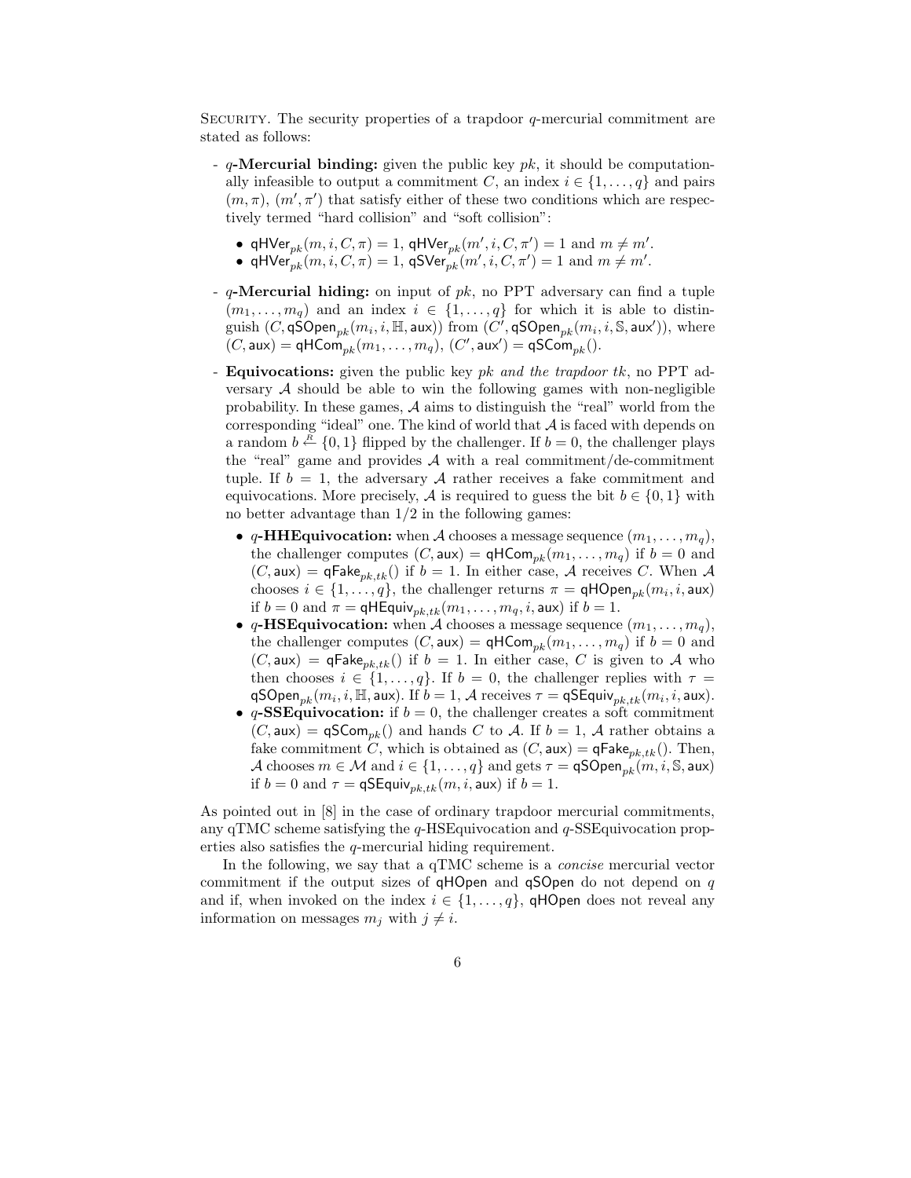SECURITY. The security properties of a trapdoor $q$-mercurial commitment are stated as follows:

- **$q$-Mercurial binding:** given the public key $pk$, it should be computationally infeasible to output a commitment $C$, an index $i \in \{1, \ldots, q\}$ and pairs $(m, \pi)$, $(m', \pi')$ that satisfy either of these two conditions which are respectively termed "hard collision" and "soft collision":
  - $\mathsf{qHVer}_{pk}(m, i, C, \pi) = 1$, $\mathsf{qHVer}_{pk}(m', i, C, \pi') = 1$ and $m \neq m'$.
  - $\mathsf{qHVer}_{pk}(m, i, C, \pi) = 1$, $\mathsf{qSVer}_{pk}(m', i, C, \pi') = 1$ and $m \neq m'$.
- **$q$-Mercurial hiding:** on input of $pk$, no PPT adversary can find a tuple $(m_1, \ldots, m_q)$ and an index $i \in \{1, \ldots, q\}$ for which it is able to distinguish $(C, \mathsf{qSOpen}_{pk}(m_i, i, \mathbb{H}, \mathsf{aux}))$ from $(C', \mathsf{qSOpen}_{pk}(m_i, i, \mathbb{S}, \mathsf{aux}'))$, where $(C, \mathsf{aux}) = \mathsf{qHCom}_{pk}(m_1, \ldots, m_q)$, $(C', \mathsf{aux}') = \mathsf{qSCom}_{pk}()$.
- **Equivocations:** given the public key $pk$ *and the trapdoor $tk$*, no PPT adversary $\mathcal{A}$ should be able to win the following games with non-negligible probability. In these games, $\mathcal{A}$ aims to distinguish the "real" world from the corresponding "ideal" one. The kind of world that $\mathcal{A}$ is faced with depends on a random $b \stackrel{R}{\leftarrow} \{0, 1\}$ flipped by the challenger. If $b = 0$, the challenger plays the "real" game and provides $\mathcal{A}$ with a real commitment/de-commitment tuple. If $b = 1$, the adversary $\mathcal{A}$ rather receives a fake commitment and equivocations. More precisely, $\mathcal{A}$ is required to guess the bit $b \in \{0, 1\}$ with no better advantage than $1/2$ in the following games:
  - **$q$-HHEquivocation:** when $\mathcal{A}$ chooses a message sequence $(m_1, \ldots, m_q)$, the challenger computes $(C, \mathsf{aux}) = \mathsf{qHCom}_{pk}(m_1, \ldots, m_q)$ if $b = 0$ and $(C, \mathsf{aux}) = \mathsf{qFake}_{pk,tk}()$ if $b = 1$. In either case, $\mathcal{A}$ receives $C$. When $\mathcal{A}$ chooses $i \in \{1, \ldots, q\}$, the challenger returns $\pi = \mathsf{qHOpen}_{pk}(m_i, i, \mathsf{aux})$ if $b = 0$ and $\pi = \mathsf{qHEquiv}_{pk,tk}(m_1, \ldots, m_q, i, \mathsf{aux})$ if $b = 1$.
  - **$q$-HSEquivocation:** when $\mathcal{A}$ chooses a message sequence $(m_1, \ldots, m_q)$, the challenger computes $(C, \mathsf{aux}) = \mathsf{qHCom}_{pk}(m_1, \ldots, m_q)$ if $b = 0$ and $(C, \mathsf{aux}) = \mathsf{qFake}_{pk,tk}()$ if $b = 1$. In either case, $C$ is given to $\mathcal{A}$ who then chooses $i \in \{1, \ldots, q\}$. If $b = 0$, the challenger replies with $\tau = \mathsf{qSOpen}_{pk}(m_i, i, \mathbb{H}, \mathsf{aux})$. If $b = 1$, $\mathcal{A}$ receives $\tau = \mathsf{qSEquiv}_{pk,tk}(m_i, i, \mathsf{aux})$.
  - **$q$-SSEquivocation:** if $b = 0$, the challenger creates a soft commitment $(C, \mathsf{aux}) = \mathsf{qSCom}_{pk}()$ and hands $C$ to $\mathcal{A}$. If $b = 1$, $\mathcal{A}$ rather obtains a fake commitment $C$, which is obtained as $(C, \mathsf{aux}) = \mathsf{qFake}_{pk,tk}()$. Then, $\mathcal{A}$ chooses $m \in \mathcal{M}$ and $i \in \{1, \ldots, q\}$ and gets $\tau = \mathsf{qSOpen}_{pk}(m, i, \mathbb{S}, \mathsf{aux})$ if $b = 0$ and $\tau = \mathsf{qSEquiv}_{pk,tk}(m, i, \mathsf{aux})$ if $b = 1$.

As pointed out in [8] in the case of ordinary trapdoor mercurial commitments, any qTMC scheme satisfying the $q$-HSEquivocation and $q$-SSEquivocation properties also satisfies the $q$-mercurial hiding requirement.

In the following, we say that a qTMC scheme is a *concise* mercurial vector commitment if the output sizes of $\mathsf{qHOpen}$ and $\mathsf{qSOpen}$ do not depend on $q$ and if, when invoked on the index $i \in \{1, \ldots, q\}$, $\mathsf{qHOpen}$ does not reveal any information on messages $m_j$ with $j \neq i$.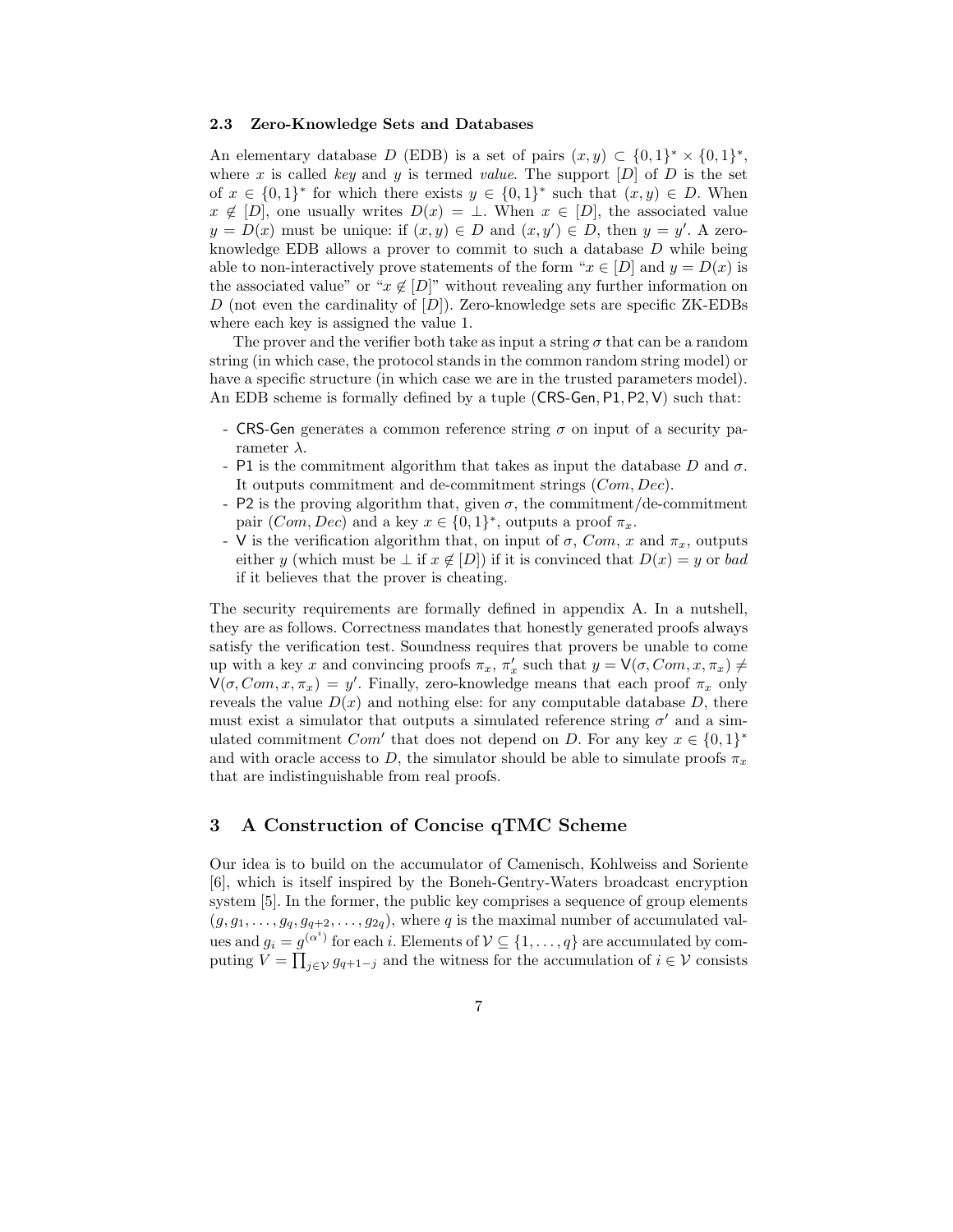### 2.3 Zero-Knowledge Sets and Databases

An elementary database $D$ (EDB) is a set of pairs $(x, y) \subset \{0,1\}^* \times \{0,1\}^*$, where $x$ is called *key* and $y$ is termed *value*. The support $[D]$ of $D$ is the set of $x \in \{0,1\}^*$ for which there exists $y \in \{0,1\}^*$ such that $(x, y) \in D$. When $x \notin [D]$, one usually writes $D(x) = \perp$. When $x \in [D]$, the associated value $y = D(x)$ must be unique: if $(x, y) \in D$ and $(x, y') \in D$, then $y = y'$. A zero-knowledge EDB allows a prover to commit to such a database $D$ while being able to non-interactively prove statements of the form "$x \in [D]$ and $y = D(x)$ is the associated value" or "$x \notin [D]$" without revealing any further information on $D$ (not even the cardinality of $[D]$). Zero-knowledge sets are specific ZK-EDBs where each key is assigned the value 1.

The prover and the verifier both take as input a string $\sigma$ that can be a random string (in which case, the protocol stands in the common random string model) or have a specific structure (in which case we are in the trusted parameters model). An EDB scheme is formally defined by a tuple $(\mathsf{CRS\text{-}Gen}, \mathsf{P1}, \mathsf{P2}, \mathsf{V})$ such that:

- $\mathsf{CRS\text{-}Gen}$ generates a common reference string $\sigma$ on input of a security parameter $\lambda$.
- $\mathsf{P1}$ is the commitment algorithm that takes as input the database $D$ and $\sigma$. It outputs commitment and de-commitment strings $(Com, Dec)$.
- $\mathsf{P2}$ is the proving algorithm that, given $\sigma$, the commitment/de-commitment pair $(Com, Dec)$ and a key $x \in \{0,1\}^*$, outputs a proof $\pi_x$.
- $\mathsf{V}$ is the verification algorithm that, on input of $\sigma$, $Com$, $x$ and $\pi_x$, outputs either $y$ (which must be $\perp$ if $x \notin [D]$) if it is convinced that $D(x) = y$ or *bad* if it believes that the prover is cheating.

The security requirements are formally defined in appendix A. In a nutshell, they are as follows. Correctness mandates that honestly generated proofs always satisfy the verification test. Soundness requires that provers be unable to come up with a key $x$ and convincing proofs $\pi_x$, $\pi_x'$ such that $y = \mathsf{V}(\sigma, Com, x, \pi_x) \neq \mathsf{V}(\sigma, Com, x, \pi_x) = y'$. Finally, zero-knowledge means that each proof $\pi_x$ only reveals the value $D(x)$ and nothing else: for any computable database $D$, there must exist a simulator that outputs a simulated reference string $\sigma'$ and a simulated commitment $Com'$ that does not depend on $D$. For any key $x \in \{0,1\}^*$ and with oracle access to $D$, the simulator should be able to simulate proofs $\pi_x$ that are indistinguishable from real proofs.

## 3 A Construction of Concise qTMC Scheme

Our idea is to build on the accumulator of Camenisch, Kohlweiss and Soriente [6], which is itself inspired by the Boneh-Gentry-Waters broadcast encryption system [5]. In the former, the public key comprises a sequence of group elements $(g, g_1, \ldots, g_q, g_{q+2}, \ldots, g_{2q})$, where $q$ is the maximal number of accumulated values and $g_i = g^{(\alpha^i)}$ for each $i$. Elements of $\mathcal{V} \subseteq \{1, \ldots, q\}$ are accumulated by computing $V = \prod_{j \in \mathcal{V}} g_{q+1-j}$ and the witness for the accumulation of $i \in \mathcal{V}$ consists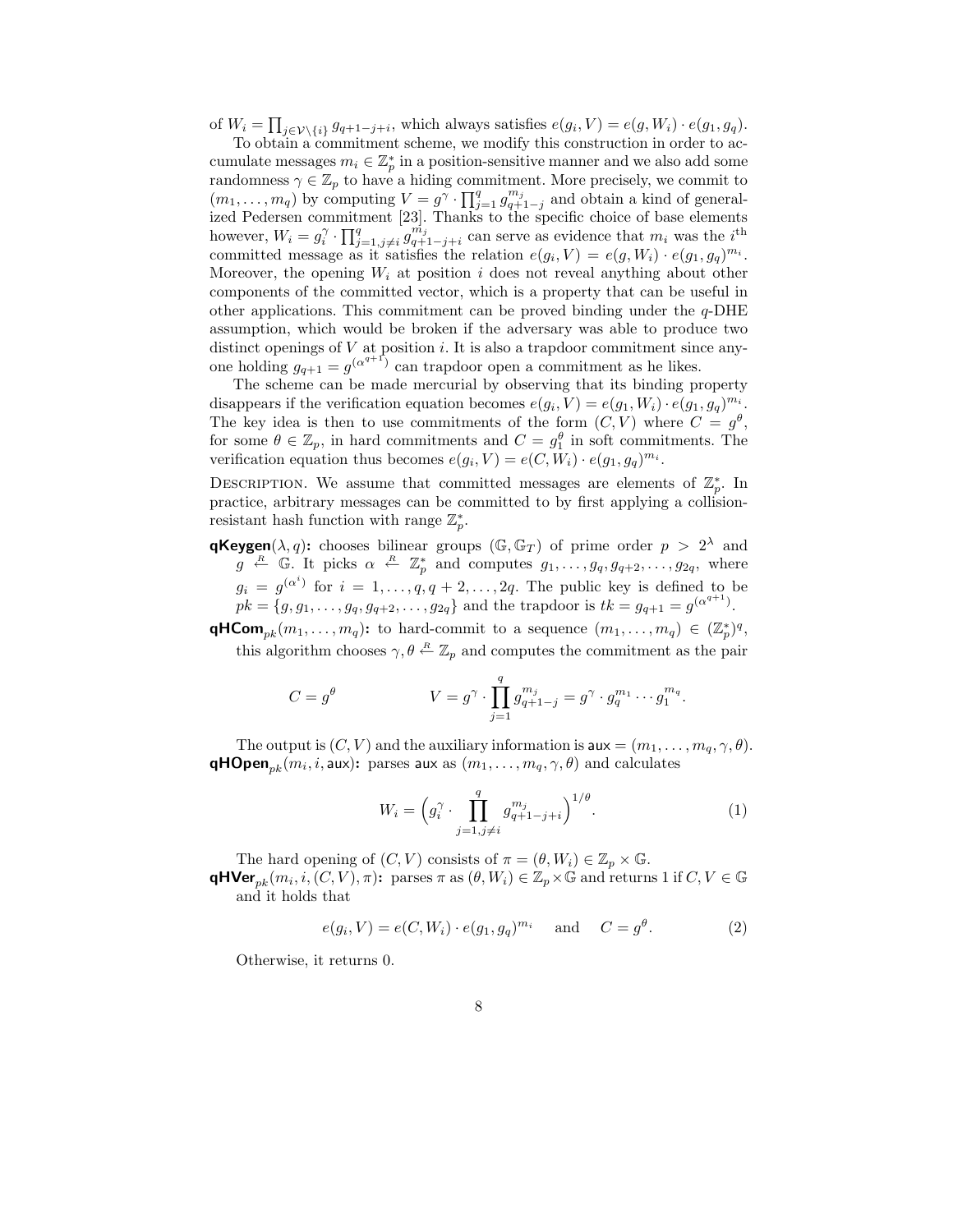of $W_i = \prod_{j \in \mathcal{V} \setminus \{i\}} g_{q+1-j+i}$, which always satisfies $e(g_i, V) = e(g, W_i) \cdot e(g_1, g_q)$.

To obtain a commitment scheme, we modify this construction in order to accumulate messages $m_i \in \mathbb{Z}_p^*$ in a position-sensitive manner and we also add some randomness $\gamma \in \mathbb{Z}_p$ to have a hiding commitment. More precisely, we commit to $(m_1, \ldots, m_q)$ by computing $V = g^\gamma \cdot \prod_{j=1}^q g_{q+1-j}^{m_j}$ and obtain a kind of generalized Pedersen commitment [23]. Thanks to the specific choice of base elements however, $W_i = g_i^\gamma \cdot \prod_{j=1, j \neq i}^q g_{q+1-j+i}^{m_j}$ can serve as evidence that $m_i$ was the $i^{\text{th}}$ committed message as it satisfies the relation $e(g_i, V) = e(g, W_i) \cdot e(g_1, g_q)^{m_i}$. Moreover, the opening $W_i$ at position $i$ does not reveal anything about other components of the committed vector, which is a property that can be useful in other applications. This commitment can be proved binding under the $q$-DHE assumption, which would be broken if the adversary was able to produce two distinct openings of $V$ at position $i$. It is also a trapdoor commitment since anyone holding $g_{q+1} = g^{(\alpha^{q+1})}$ can trapdoor open a commitment as he likes.

The scheme can be made mercurial by observing that its binding property disappears if the verification equation becomes $e(g_i, V) = e(g_1, W_i) \cdot e(g_1, g_q)^{m_i}$. The key idea is then to use commitments of the form $(C, V)$ where $C = g^\theta$, for some $\theta \in \mathbb{Z}_p$, in hard commitments and $C = g_1^\theta$ in soft commitments. The verification equation thus becomes $e(g_i, V) = e(C, W_i) \cdot e(g_1, g_q)^{m_i}$.

Description. We assume that committed messages are elements of $\mathbb{Z}_p^*$. In practice, arbitrary messages can be committed to by first applying a collision-resistant hash function with range $\mathbb{Z}_p^*$.

**qKeygen**$(\lambda, q)$**:** chooses bilinear groups $(\mathbb{G}, \mathbb{G}_T)$ of prime order $p > 2^\lambda$ and $g \stackrel{R}{\leftarrow} \mathbb{G}$. It picks $\alpha \stackrel{R}{\leftarrow} \mathbb{Z}_p^*$ and computes $g_1, \ldots, g_q, g_{q+2}, \ldots, g_{2q}$, where $g_i = g^{(\alpha^i)}$ for $i = 1, \ldots, q, q+2, \ldots, 2q$. The public key is defined to be $pk = \{g, g_1, \ldots, g_q, g_{q+2}, \ldots, g_{2q}\}$ and the trapdoor is $tk = g_{q+1} = g^{(\alpha^{q+1})}$.

**qHCom**$_{pk}(m_1, \ldots, m_q)$**:** to hard-commit to a sequence $(m_1, \ldots, m_q) \in (\mathbb{Z}_p^*)^q$, this algorithm chooses $\gamma, \theta \stackrel{R}{\leftarrow} \mathbb{Z}_p$ and computes the commitment as the pair

$$C = g^\theta \qquad\qquad V = g^\gamma \cdot \prod_{j=1}^q g_{q+1-j}^{m_j} = g^\gamma \cdot g_q^{m_1} \cdots g_1^{m_q}.$$

The output is $(C, V)$ and the auxiliary information is $\mathsf{aux} = (m_1, \ldots, m_q, \gamma, \theta)$.

**qHOpen**$_{pk}(m_i, i, \mathsf{aux})$**:** parses $\mathsf{aux}$ as $(m_1, \ldots, m_q, \gamma, \theta)$ and calculates

$$W_i = \Big( g_i^\gamma \cdot \prod_{j=1, j \neq i}^q g_{q+1-j+i}^{m_j} \Big)^{1/\theta}. \tag{1}$$

The hard opening of $(C, V)$ consists of $\pi = (\theta, W_i) \in \mathbb{Z}_p \times \mathbb{G}$.

**qHVer**$_{pk}(m_i, i, (C, V), \pi)$**:** parses $\pi$ as $(\theta, W_i) \in \mathbb{Z}_p \times \mathbb{G}$ and returns 1 if $C, V \in \mathbb{G}$ and it holds that

$$e(g_i, V) = e(C, W_i) \cdot e(g_1, g_q)^{m_i} \quad \text{ and } \quad C = g^\theta. \tag{2}$$

Otherwise, it returns 0.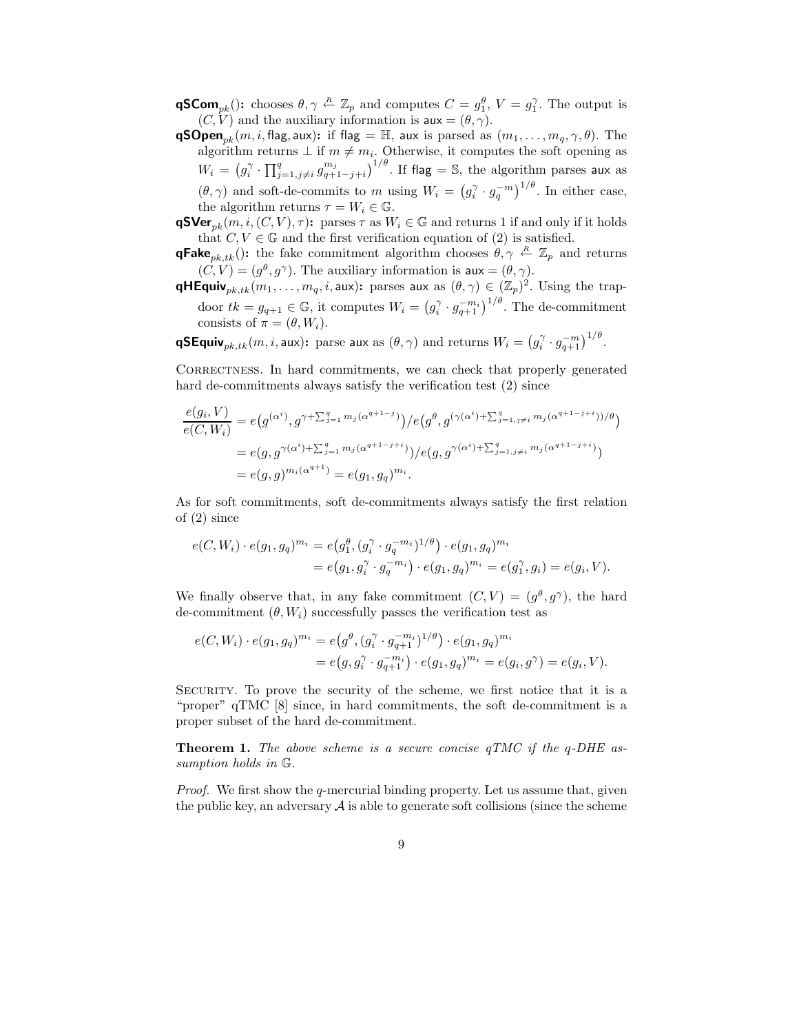**qSCom**$_{pk}$(): chooses $\theta, \gamma \stackrel{R}{\leftarrow} \mathbb{Z}_p$ and computes $C = g_1^{\theta}$, $V = g_1^{\gamma}$. The output is $(C, V)$ and the auxiliary information is $\mathsf{aux} = (\theta, \gamma)$.

**qSOpen**$_{pk}(m, i, \mathsf{flag}, \mathsf{aux})$: if $\mathsf{flag} = \mathbb{H}$, $\mathsf{aux}$ is parsed as $(m_1, \ldots, m_q, \gamma, \theta)$. The algorithm returns $\perp$ if $m \neq m_i$. Otherwise, it computes the soft opening as $W_i = \big(g_i^{\gamma} \cdot \prod_{j=1, j\neq i}^{q} g_{q+1-j+i}^{m_j}\big)^{1/\theta}$. If $\mathsf{flag} = \mathbb{S}$, the algorithm parses $\mathsf{aux}$ as $(\theta, \gamma)$ and soft-de-commits to $m$ using $W_i = \big(g_i^{\gamma} \cdot g_q^{-m}\big)^{1/\theta}$. In either case, the algorithm returns $\tau = W_i \in \mathbb{G}$.

**qSVer**$_{pk}(m, i, (C, V), \tau)$: parses $\tau$ as $W_i \in \mathbb{G}$ and returns 1 if and only if it holds that $C, V \in \mathbb{G}$ and the first verification equation of (2) is satisfied.

**qFake**$_{pk,tk}$(): the fake commitment algorithm chooses $\theta, \gamma \stackrel{R}{\leftarrow} \mathbb{Z}_p$ and returns $(C, V) = (g^{\theta}, g^{\gamma})$. The auxiliary information is $\mathsf{aux} = (\theta, \gamma)$.

**qHEquiv**$_{pk,tk}(m_1, \ldots, m_q, i, \mathsf{aux})$: parses $\mathsf{aux}$ as $(\theta, \gamma) \in (\mathbb{Z}_p)^2$. Using the trapdoor $tk = g_{q+1} \in \mathbb{G}$, it computes $W_i = \big(g_i^{\gamma} \cdot g_{q+1}^{-m_i}\big)^{1/\theta}$. The de-commitment consists of $\pi = (\theta, W_i)$.

**qSEquiv**$_{pk,tk}(m, i, \mathsf{aux})$: parse $\mathsf{aux}$ as $(\theta, \gamma)$ and returns $W_i = \big(g_i^{\gamma} \cdot g_{q+1}^{-m}\big)^{1/\theta}$.

Correctness. In hard commitments, we can check that properly generated hard de-commitments always satisfy the verification test (2) since

$$
\begin{aligned}
\frac{e(g_i, V)}{e(C, W_i)} &= e\big(g^{(\alpha^i)}, g^{\gamma + \sum_{j=1}^{q} m_j(\alpha^{q+1-j})}\big) / e\big(g^{\theta}, g^{(\gamma(\alpha^i) + \sum_{j=1, j\neq i}^{q} m_j(\alpha^{q+1-j+i}))/\theta}\big) \\
&= e(g, g^{\gamma(\alpha^i) + \sum_{j=1}^{q} m_j(\alpha^{q+1-j+i})}) / e(g, g^{\gamma(\alpha^i) + \sum_{j=1, j\neq i}^{q} m_j(\alpha^{q+1-j+i})}) \\
&= e(g, g)^{m_i(\alpha^{q+1})} = e(g_1, g_q)^{m_i}.
\end{aligned}
$$

As for soft commitments, soft de-commitments always satisfy the first relation of (2) since

$$
\begin{aligned}
e(C, W_i) \cdot e(g_1, g_q)^{m_i} &= e\big(g_1^{\theta}, (g_i^{\gamma} \cdot g_q^{-m_i})^{1/\theta}\big) \cdot e(g_1, g_q)^{m_i} \\
&= e\big(g_1, g_i^{\gamma} \cdot g_q^{-m_i}\big) \cdot e(g_1, g_q)^{m_i} = e(g_1^{\gamma}, g_i) = e(g_i, V).
\end{aligned}
$$

We finally observe that, in any fake commitment $(C, V) = (g^{\theta}, g^{\gamma})$, the hard de-commitment $(\theta, W_i)$ successfully passes the verification test as

$$
\begin{aligned}
e(C, W_i) \cdot e(g_1, g_q)^{m_i} &= e\big(g^{\theta}, (g_i^{\gamma} \cdot g_{q+1}^{-m_i})^{1/\theta}\big) \cdot e(g_1, g_q)^{m_i} \\
&= e\big(g, g_i^{\gamma} \cdot g_{q+1}^{-m_i}\big) \cdot e(g_1, g_q)^{m_i} = e(g_i, g^{\gamma}) = e(g_i, V).
\end{aligned}
$$

Security. To prove the security of the scheme, we first notice that it is a "proper" qTMC [8] since, in hard commitments, the soft de-commitment is a proper subset of the hard de-commitment.

**Theorem 1.** *The above scheme is a secure concise qTMC if the q-DHE assumption holds in* $\mathbb{G}$.

*Proof.* We first show the $q$-mercurial binding property. Let us assume that, given the public key, an adversary $\mathcal{A}$ is able to generate soft collisions (since the scheme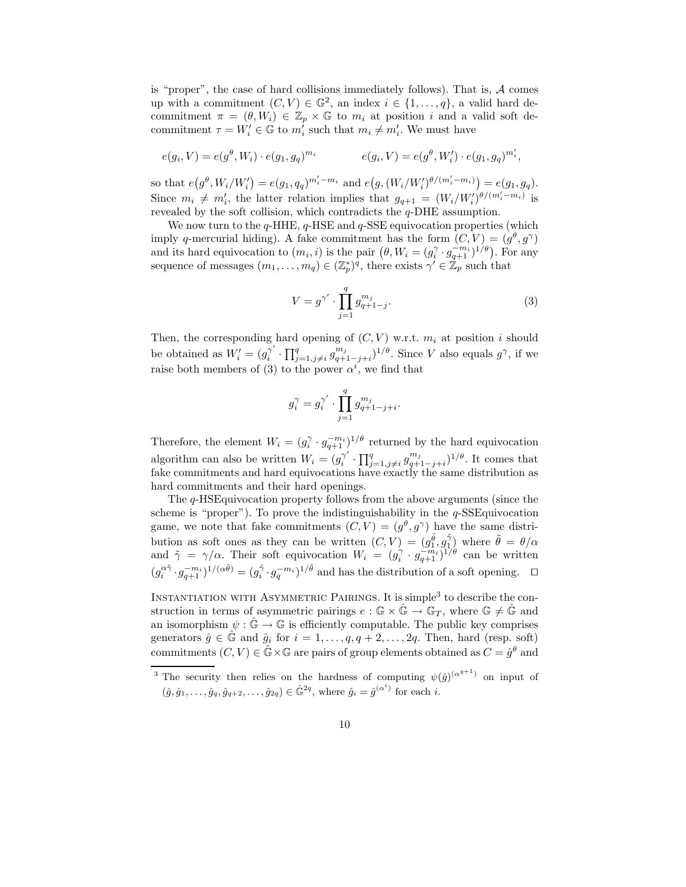is "proper", the case of hard collisions immediately follows). That is, $\mathcal{A}$ comes up with a commitment $(C, V) \in \mathbb{G}^2$, an index $i \in \{1, \ldots, q\}$, a valid hard decommitment $\pi = (\theta, W_i) \in \mathbb{Z}_p \times \mathbb{G}$ to $m_i$ at position $i$ and a valid soft decommitment $\tau = W_i' \in \mathbb{G}$ to $m_i'$ such that $m_i \neq m_i'$. We must have

$$e(g_i, V) = e(g^\theta, W_i) \cdot e(g_1, g_q)^{m_i} \qquad\qquad e(g_i, V) = e(g^\theta, W_i') \cdot e(g_1, g_q)^{m_i'},$$

so that $e\big(g^\theta, W_i/W_i'\big) = e(g_1, q_q)^{m_i' - m_i}$ and $e\big(g, (W_i/W_i')^{\theta/(m_i' - m_i)}\big) = e(g_1, g_q)$. Since $m_i \neq m_i'$, the latter relation implies that $g_{q+1} = (W_i/W_i')^{\theta/(m_i' - m_i)}$ is revealed by the soft collision, which contradicts the $q$-DHE assumption.

We now turn to the $q$-HHE, $q$-HSE and $q$-SSE equivocation properties (which imply $q$-mercurial hiding). A fake commitment has the form $(C, V) = (g^\theta, g^\gamma)$ and its hard equivocation to $(m_i, i)$ is the pair $\big(\theta, W_i = (g_i^\gamma \cdot g_{q+1}^{-m_i})^{1/\theta}\big)$. For any sequence of messages $(m_1, \ldots, m_q) \in (\mathbb{Z}_p^*)^q$, there exists $\gamma' \in \mathbb{Z}_p$ such that

$$V = g^{\gamma'} \cdot \prod_{j=1}^{q} g_{q+1-j}^{m_j}. \tag{3}$$

Then, the corresponding hard opening of $(C, V)$ w.r.t. $m_i$ at position $i$ should be obtained as $W_i' = (g_i^{\gamma'} \cdot \prod_{j=1, j \neq i}^{q} g_{q+1-j+i}^{m_j})^{1/\theta}$. Since $V$ also equals $g^\gamma$, if we raise both members of (3) to the power $\alpha^i$, we find that

$$g_i^\gamma = g_i^{\gamma'} \cdot \prod_{j=1}^{q} g_{q+1-j+i}^{m_j}.$$

Therefore, the element $W_i = (g_i^\gamma \cdot g_{q+1}^{-m_i})^{1/\theta}$ returned by the hard equivocation algorithm can also be written $W_i = (g_i^{\gamma'} \cdot \prod_{j=1, j \neq i}^{q} g_{q+1-j+i}^{m_j})^{1/\theta}$. It comes that fake commitments and hard equivocations have exactly the same distribution as hard commitments and their hard openings.

The $q$-HSEquivocation property follows from the above arguments (since the scheme is "proper"). To prove the indistinguishability in the $q$-SSEquivocation game, we note that fake commitments $(C, V) = (g^\theta, g^\gamma)$ have the same distribution as soft ones as they can be written $(C, V) = (g_1^{\tilde{\theta}}, g_1^{\tilde{\gamma}})$ where $\tilde{\theta} = \theta/\alpha$ and $\tilde{\gamma} = \gamma/\alpha$. Their soft equivocation $W_i = (g_i^\gamma \cdot g_{q+1}^{-m_i})^{1/\theta}$ can be written $(g_i^{\alpha\tilde{\gamma}} \cdot g_{q+1}^{-m_i})^{1/(\alpha\tilde{\theta})} = (g_i^{\tilde{\gamma}} \cdot g_q^{-m_i})^{1/\tilde{\theta}}$ and has the distribution of a soft opening. $\square$

Instantiation with Asymmetric Pairings. It is simple[3] to describe the construction in terms of asymmetric pairings $e : \mathbb{G} \times \hat{\mathbb{G}} \to \mathbb{G}_T$, where $\mathbb{G} \neq \hat{\mathbb{G}}$ and an isomorphism $\psi : \hat{\mathbb{G}} \to \mathbb{G}$ is efficiently computable. The public key comprises generators $\hat{g} \in \hat{\mathbb{G}}$ and $\hat{g}_i$ for $i = 1, \ldots, q, q+2, \ldots, 2q$. Then, hard (resp. soft) commitments $(C, V) \in \hat{\mathbb{G}} \times \mathbb{G}$ are pairs of group elements obtained as $C = \hat{g}^\theta$ and

[3] The security then relies on the hardness of computing $\psi(\hat{g})^{(\alpha^{q+1})}$ on input of $(\hat{g}, \hat{g}_1, \ldots, \hat{g}_q, \hat{g}_{q+2}, \ldots, \hat{g}_{2q}) \in \hat{\mathbb{G}}^{2q}$, where $\hat{g}_i = \hat{g}^{(\alpha^i)}$ for each $i$.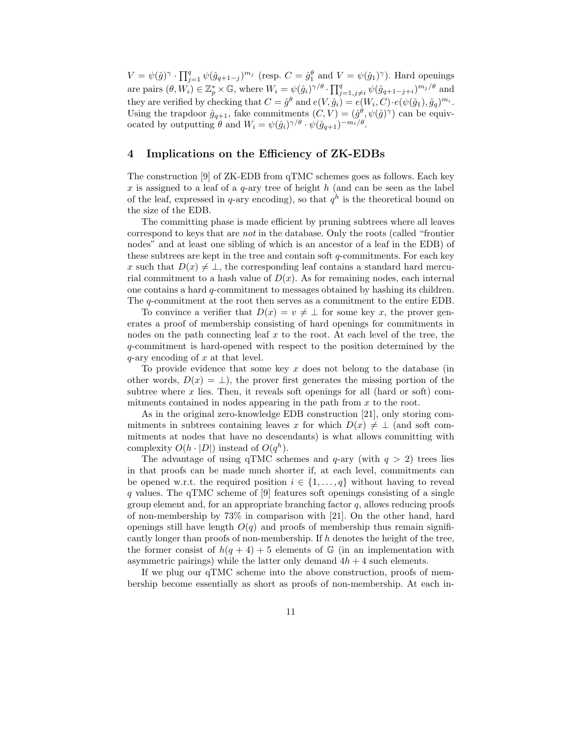$V = \psi(\hat{g})^{\gamma} \cdot \prod_{j=1}^{q} \psi(\hat{g}_{q+1-j})^{m_j}$ (resp. $C = \hat{g}_1^{\theta}$ and $V = \psi(\hat{g}_1)^{\gamma}$). Hard openings are pairs $(\theta, W_i) \in \mathbb{Z}_p^* \times \mathbb{G}$, where $W_i = \psi(\hat{g}_i)^{\gamma/\theta} \cdot \prod_{j=1, j\neq i}^{q} \psi(\hat{g}_{q+1-j+i})^{m_j/\theta}$ and they are verified by checking that $C = \hat{g}^{\theta}$ and $e(V, \hat{g}_i) = e(W_i, C) \cdot e(\psi(\hat{g}_1), \hat{g}_q)^{m_i}$. Using the trapdoor $\hat{g}_{q+1}$, fake commitments $(C, V) = (\hat{g}^{\theta}, \psi(\hat{g})^{\gamma})$ can be equivocated by outputting $\theta$ and $W_i = \psi(\hat{g}_i)^{\gamma/\theta} \cdot \psi(\hat{g}_{q+1})^{-m_i/\theta}$.

## 4 Implications on the Efficiency of ZK-EDBs

The construction [9] of ZK-EDB from qTMC schemes goes as follows. Each key $x$ is assigned to a leaf of a $q$-ary tree of height $h$ (and can be seen as the label of the leaf, expressed in $q$-ary encoding), so that $q^h$ is the theoretical bound on the size of the EDB.

The committing phase is made efficient by pruning subtrees where all leaves correspond to keys that are *not* in the database. Only the roots (called "frontier nodes" and at least one sibling of which is an ancestor of a leaf in the EDB) of these subtrees are kept in the tree and contain soft $q$-commitments. For each key $x$ such that $D(x) \neq \perp$, the corresponding leaf contains a standard hard mercurial commitment to a hash value of $D(x)$. As for remaining nodes, each internal one contains a hard $q$-commitment to messages obtained by hashing its children. The $q$-commitment at the root then serves as a commitment to the entire EDB.

To convince a verifier that $D(x) = v \neq \perp$ for some key $x$, the prover generates a proof of membership consisting of hard openings for commitments in nodes on the path connecting leaf $x$ to the root. At each level of the tree, the $q$-commitment is hard-opened with respect to the position determined by the $q$-ary encoding of $x$ at that level.

To provide evidence that some key $x$ does not belong to the database (in other words, $D(x) = \perp$), the prover first generates the missing portion of the subtree where $x$ lies. Then, it reveals soft openings for all (hard or soft) commitments contained in nodes appearing in the path from $x$ to the root.

As in the original zero-knowledge EDB construction [21], only storing commitments in subtrees containing leaves $x$ for which $D(x) \neq \perp$ (and soft commitments at nodes that have no descendants) is what allows committing with complexity $O(h \cdot |D|)$ instead of $O(q^h)$.

The advantage of using qTMC schemes and $q$-ary (with $q > 2$) trees lies in that proofs can be made much shorter if, at each level, commitments can be opened w.r.t. the required position $i \in \{1, \ldots, q\}$ without having to reveal $q$ values. The qTMC scheme of [9] features soft openings consisting of a single group element and, for an appropriate branching factor $q$, allows reducing proofs of non-membership by 73% in comparison with [21]. On the other hand, hard openings still have length $O(q)$ and proofs of membership thus remain significantly longer than proofs of non-membership. If $h$ denotes the height of the tree, the former consist of $h(q+4)+5$ elements of $\mathbb{G}$ (in an implementation with asymmetric pairings) while the latter only demand $4h+4$ such elements.

If we plug our qTMC scheme into the above construction, proofs of membership become essentially as short as proofs of non-membership. At each in-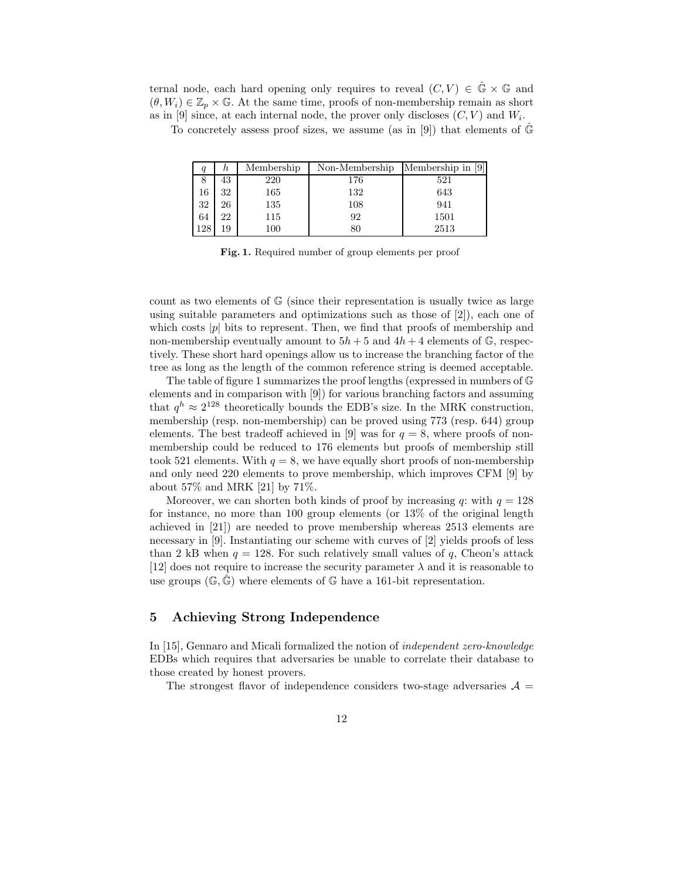ternal node, each hard opening only requires to reveal $(C, V) \in \hat{\mathbb{G}} \times \mathbb{G}$ and $(\theta, W_i) \in \mathbb{Z}_p \times \mathbb{G}$. At the same time, proofs of non-membership remain as short as in [9] since, at each internal node, the prover only discloses $(C, V)$ and $W_i$.

To concretely assess proof sizes, we assume (as in [9]) that elements of $\hat{\mathbb{G}}$

| $q$ | $h$ | Membership | Non-Membership | Membership in [9] |
|---|---|---|---|---|
| 8 | 43 | 220 | 176 | 521 |
| 16 | 32 | 165 | 132 | 643 |
| 32 | 26 | 135 | 108 | 941 |
| 64 | 22 | 115 | 92 | 1501 |
| 128 | 19 | 100 | 80 | 2513 |

**Fig. 1.** Required number of group elements per proof

count as two elements of $\mathbb{G}$ (since their representation is usually twice as large using suitable parameters and optimizations such as those of [2]), each one of which costs $|p|$ bits to represent. Then, we find that proofs of membership and non-membership eventually amount to $5h + 5$ and $4h + 4$ elements of $\mathbb{G}$, respectively. These short hard openings allow us to increase the branching factor of the tree as long as the length of the common reference string is deemed acceptable.

The table of figure 1 summarizes the proof lengths (expressed in numbers of $\mathbb{G}$ elements and in comparison with [9]) for various branching factors and assuming that $q^h \approx 2^{128}$ theoretically bounds the EDB's size. In the MRK construction, membership (resp. non-membership) can be proved using 773 (resp. 644) group elements. The best tradeoff achieved in [9] was for $q = 8$, where proofs of non-membership could be reduced to 176 elements but proofs of membership still took 521 elements. With $q = 8$, we have equally short proofs of non-membership and only need 220 elements to prove membership, which improves CFM [9] by about 57% and MRK [21] by 71%.

Moreover, we can shorten both kinds of proof by increasing $q$: with $q = 128$ for instance, no more than 100 group elements (or 13% of the original length achieved in [21]) are needed to prove membership whereas 2513 elements are necessary in [9]. Instantiating our scheme with curves of [2] yields proofs of less than 2 kB when $q = 128$. For such relatively small values of $q$, Cheon's attack [12] does not require to increase the security parameter $\lambda$ and it is reasonable to use groups $(\mathbb{G}, \hat{\mathbb{G}})$ where elements of $\mathbb{G}$ have a 161-bit representation.

## 5 Achieving Strong Independence

In [15], Gennaro and Micali formalized the notion of *independent zero-knowledge* EDBs which requires that adversaries be unable to correlate their database to those created by honest provers.

The strongest flavor of independence considers two-stage adversaries $\mathcal{A} =$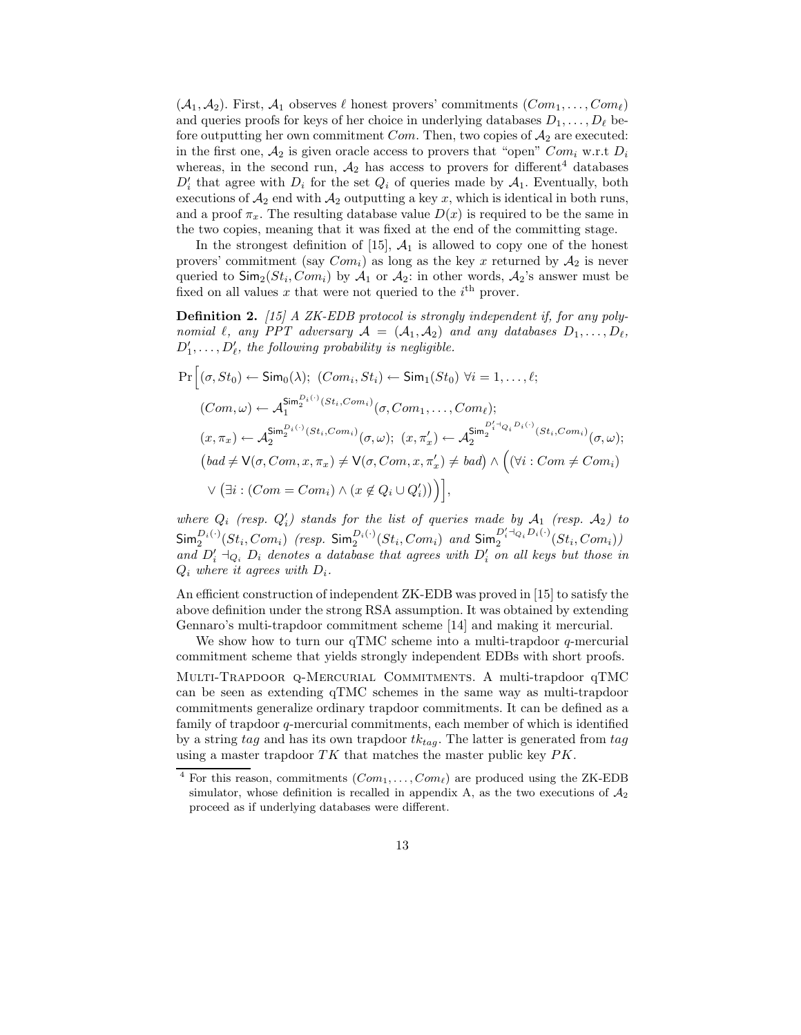$(\mathcal{A}_1, \mathcal{A}_2)$. First, $\mathcal{A}_1$ observes $\ell$ honest provers' commitments $(Com_1, \ldots, Com_\ell)$ and queries proofs for keys of her choice in underlying databases $D_1, \ldots, D_\ell$ before outputting her own commitment $Com$. Then, two copies of $\mathcal{A}_2$ are executed: in the first one, $\mathcal{A}_2$ is given oracle access to provers that "open" $Com_i$ w.r.t $D_i$ whereas, in the second run, $\mathcal{A}_2$ has access to provers for different[4] databases $D'_i$ that agree with $D_i$ for the set $Q_i$ of queries made by $\mathcal{A}_1$. Eventually, both executions of $\mathcal{A}_2$ end with $\mathcal{A}_2$ outputting a key $x$, which is identical in both runs, and a proof $\pi_x$. The resulting database value $D(x)$ is required to be the same in the two copies, meaning that it was fixed at the end of the committing stage.

In the strongest definition of [15], $\mathcal{A}_1$ is allowed to copy one of the honest provers' commitment (say $Com_i$) as long as the key $x$ returned by $\mathcal{A}_2$ is never queried to $\mathsf{Sim}_2(St_i, Com_i)$ by $\mathcal{A}_1$ or $\mathcal{A}_2$: in other words, $\mathcal{A}_2$'s answer must be fixed on all values $x$ that were not queried to the $i^{\text{th}}$ prover.

**Definition 2.** *[15] A ZK-EDB protocol is strongly independent if, for any polynomial $\ell$, any PPT adversary $\mathcal{A} = (\mathcal{A}_1, \mathcal{A}_2)$ and any databases $D_1, \ldots, D_\ell$, $D'_1, \ldots, D'_\ell$, the following probability is negligible.*

$$
\begin{aligned}
\Pr\Big[ &(\sigma, St_0) \leftarrow \mathsf{Sim}_0(\lambda);\ (Com_i, St_i) \leftarrow \mathsf{Sim}_1(St_0)\ \forall i = 1, \ldots, \ell; \\
&(Com, \omega) \leftarrow \mathcal{A}_1^{\mathsf{Sim}_2^{D_i(\cdot)}(St_i, Com_i)}(\sigma, Com_1, \ldots, Com_\ell); \\
&(x, \pi_x) \leftarrow \mathcal{A}_2^{\mathsf{Sim}_2^{D_i(\cdot)}(St_i, Com_i)}(\sigma, \omega);\ (x, \pi'_x) \leftarrow \mathcal{A}_2^{\mathsf{Sim}_2^{D'_i \dashv_{Q_i} D_i(\cdot)}(St_i, Com_i)}(\sigma, \omega); \\
&\big(bad \neq \mathsf{V}(\sigma, Com, x, \pi_x) \neq \mathsf{V}(\sigma, Com, x, \pi'_x) \neq bad\big) \wedge \Big( (\forall i : Com \neq Com_i) \\
&\vee \big(\exists i : (Com = Com_i) \wedge (x \notin Q_i \cup Q'_i)\big)\Big)\Big],
\end{aligned}
$$

*where $Q_i$ (resp. $Q'_i$) stands for the list of queries made by $\mathcal{A}_1$ (resp. $\mathcal{A}_2$) to $\mathsf{Sim}_2^{D_i(\cdot)}(St_i, Com_i)$ (resp. $\mathsf{Sim}_2^{D_i(\cdot)}(St_i, Com_i)$ and $\mathsf{Sim}_2^{D'_i \dashv_{Q_i} D_i(\cdot)}(St_i, Com_i)$) and $D'_i \dashv_{Q_i} D_i$ denotes a database that agrees with $D'_i$ on all keys but those in $Q_i$ where it agrees with $D_i$.*

An efficient construction of independent ZK-EDB was proved in [15] to satisfy the above definition under the strong RSA assumption. It was obtained by extending Gennaro's multi-trapdoor commitment scheme [14] and making it mercurial.

We show how to turn our qTMC scheme into a multi-trapdoor $q$-mercurial commitment scheme that yields strongly independent EDBs with short proofs.

MULTI-TRAPDOOR Q-MERCURIAL COMMITMENTS. A multi-trapdoor qTMC can be seen as extending qTMC schemes in the same way as multi-trapdoor commitments generalize ordinary trapdoor commitments. It can be defined as a family of trapdoor $q$-mercurial commitments, each member of which is identified by a string $tag$ and has its own trapdoor $tk_{tag}$. The latter is generated from $tag$ using a master trapdoor $TK$ that matches the master public key $PK$.

[4] For this reason, commitments $(Com_1, \ldots, Com_\ell)$ are produced using the ZK-EDB simulator, whose definition is recalled in appendix A, as the two executions of $\mathcal{A}_2$ proceed as if underlying databases were different.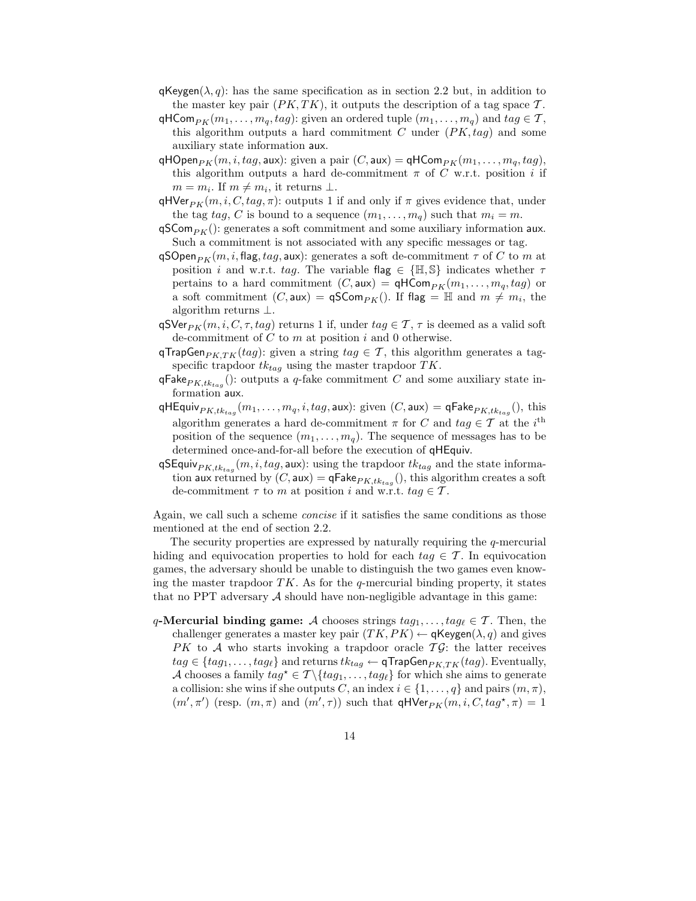$\mathsf{qKeygen}(\lambda, q)$: has the same specification as in section 2.2 but, in addition to the master key pair $(PK, TK)$, it outputs the description of a tag space $\mathcal{T}$.

$\mathsf{qHCom}_{PK}(m_1, \ldots, m_q, tag)$: given an ordered tuple $(m_1, \ldots, m_q)$ and $tag \in \mathcal{T}$, this algorithm outputs a hard commitment $C$ under $(PK, tag)$ and some auxiliary state information $\mathsf{aux}$.

$\mathsf{qHOpen}_{PK}(m, i, tag, \mathsf{aux})$: given a pair $(C, \mathsf{aux}) = \mathsf{qHCom}_{PK}(m_1, \ldots, m_q, tag)$, this algorithm outputs a hard de-commitment $\pi$ of $C$ w.r.t. position $i$ if $m = m_i$. If $m \neq m_i$, it returns $\perp$.

$\mathsf{qHVer}_{PK}(m, i, C, tag, \pi)$: outputs 1 if and only if $\pi$ gives evidence that, under the tag $tag$, $C$ is bound to a sequence $(m_1, \ldots, m_q)$ such that $m_i = m$.

$\mathsf{qSCom}_{PK}()$: generates a soft commitment and some auxiliary information $\mathsf{aux}$. Such a commitment is not associated with any specific messages or tag.

$\mathsf{qSOpen}_{PK}(m, i, \mathsf{flag}, tag, \mathsf{aux})$: generates a soft de-commitment $\tau$ of $C$ to $m$ at position $i$ and w.r.t. $tag$. The variable $\mathsf{flag} \in \{\mathbb{H}, \mathbb{S}\}$ indicates whether $\tau$ pertains to a hard commitment $(C, \mathsf{aux}) = \mathsf{qHCom}_{PK}(m_1, \ldots, m_q, tag)$ or a soft commitment $(C, \mathsf{aux}) = \mathsf{qSCom}_{PK}()$. If $\mathsf{flag} = \mathbb{H}$ and $m \neq m_i$, the algorithm returns $\perp$.

$\mathsf{qSVer}_{PK}(m, i, C, \tau, tag)$ returns 1 if, under $tag \in \mathcal{T}$, $\tau$ is deemed as a valid soft de-commitment of $C$ to $m$ at position $i$ and 0 otherwise.

$\mathsf{qTrapGen}_{PK,TK}(tag)$: given a string $tag \in \mathcal{T}$, this algorithm generates a tag-specific trapdoor $tk_{tag}$ using the master trapdoor $TK$.

$\mathsf{qFake}_{PK,tk_{tag}}()$: outputs a $q$-fake commitment $C$ and some auxiliary state information $\mathsf{aux}$.

$\mathsf{qHEquiv}_{PK,tk_{tag}}(m_1, \ldots, m_q, i, tag, \mathsf{aux})$: given $(C, \mathsf{aux}) = \mathsf{qFake}_{PK,tk_{tag}}()$, this algorithm generates a hard de-commitment $\pi$ for $C$ and $tag \in \mathcal{T}$ at the $i^{\text{th}}$ position of the sequence $(m_1, \ldots, m_q)$. The sequence of messages has to be determined once-and-for-all before the execution of $\mathsf{qHEquiv}$.

$\mathsf{qSEquiv}_{PK,tk_{tag}}(m, i, tag, \mathsf{aux})$: using the trapdoor $tk_{tag}$ and the state information $\mathsf{aux}$ returned by $(C, \mathsf{aux}) = \mathsf{qFake}_{PK,tk_{tag}}()$, this algorithm creates a soft de-commitment $\tau$ to $m$ at position $i$ and w.r.t. $tag \in \mathcal{T}$.

Again, we call such a scheme *concise* if it satisfies the same conditions as those mentioned at the end of section 2.2.

The security properties are expressed by naturally requiring the $q$-mercurial hiding and equivocation properties to hold for each $tag \in \mathcal{T}$. In equivocation games, the adversary should be unable to distinguish the two games even knowing the master trapdoor $TK$. As for the $q$-mercurial binding property, it states that no PPT adversary $\mathcal{A}$ should have non-negligible advantage in this game:

**$q$-Mercurial binding game:** $\mathcal{A}$ chooses strings $tag_1, \ldots, tag_\ell \in \mathcal{T}$. Then, the challenger generates a master key pair $(TK, PK) \leftarrow \mathsf{qKeygen}(\lambda, q)$ and gives $PK$ to $\mathcal{A}$ who starts invoking a trapdoor oracle $\mathcal{TG}$: the latter receives $tag \in \{tag_1, \ldots, tag_\ell\}$ and returns $tk_{tag} \leftarrow \mathsf{qTrapGen}_{PK,TK}(tag)$. Eventually, $\mathcal{A}$ chooses a family $tag^\star \in \mathcal{T} \backslash \{tag_1, \ldots, tag_\ell\}$ for which she aims to generate a collision: she wins if she outputs $C$, an index $i \in \{1, \ldots, q\}$ and pairs $(m, \pi)$, $(m', \pi')$ (resp. $(m, \pi)$ and $(m', \tau)$) such that $\mathsf{qHVer}_{PK}(m, i, C, tag^\star, \pi) = 1$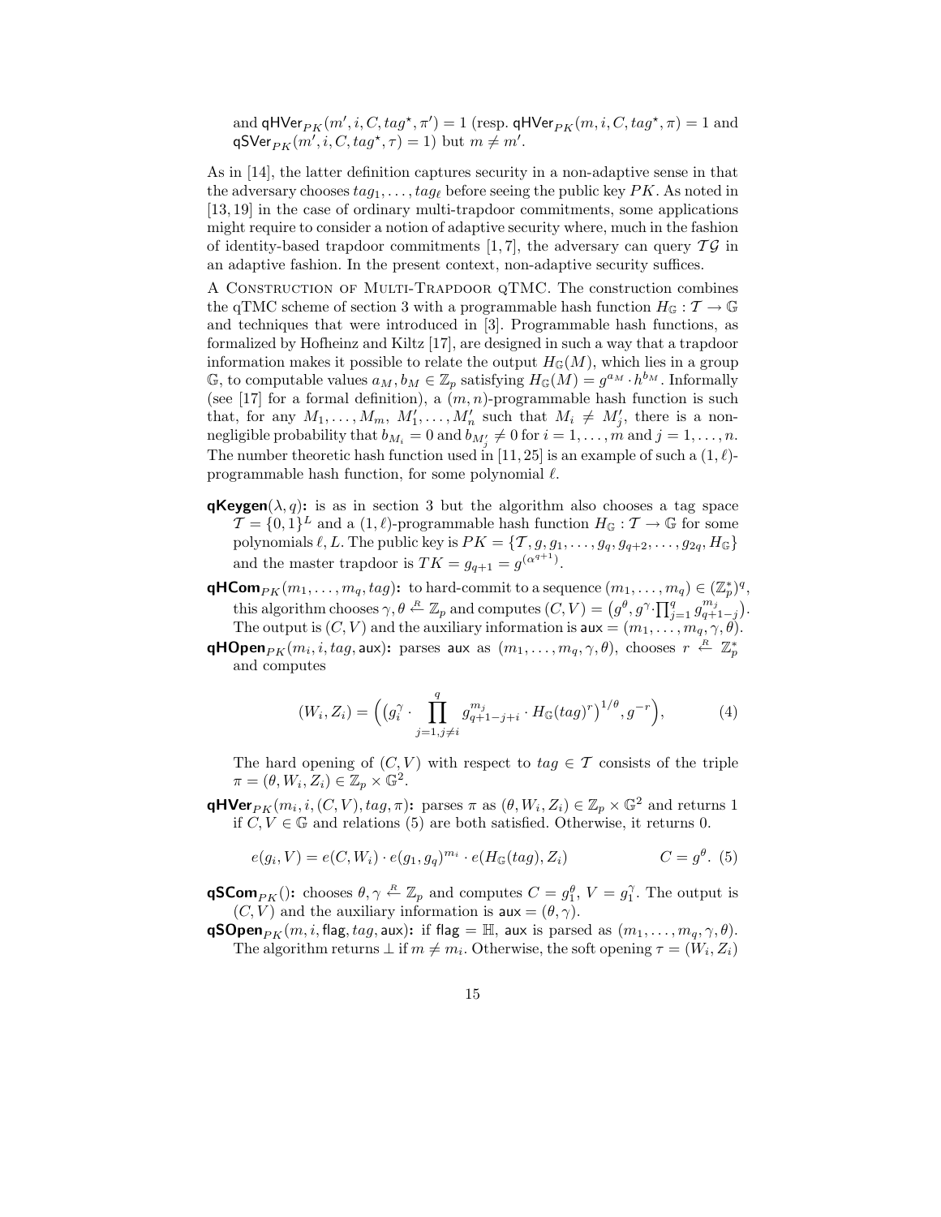and $\mathsf{qHVer}_{PK}(m', i, C, tag^\star, \pi') = 1$ (resp. $\mathsf{qHVer}_{PK}(m, i, C, tag^\star, \pi) = 1$ and $\mathsf{qSVer}_{PK}(m', i, C, tag^\star, \tau) = 1$) but $m \neq m'$.

As in [14], the latter definition captures security in a non-adaptive sense in that the adversary chooses $tag_1, \ldots, tag_\ell$ before seeing the public key $PK$. As noted in [13, 19] in the case of ordinary multi-trapdoor commitments, some applications might require to consider a notion of adaptive security where, much in the fashion of identity-based trapdoor commitments [1, 7], the adversary can query $\mathcal{TG}$ in an adaptive fashion. In the present context, non-adaptive security suffices.

A Construction of Multi-Trapdoor qTMC. The construction combines the qTMC scheme of section 3 with a programmable hash function $H_{\mathbb{G}} : \mathcal{T} \to \mathbb{G}$ and techniques that were introduced in [3]. Programmable hash functions, as formalized by Hofheinz and Kiltz [17], are designed in such a way that a trapdoor information makes it possible to relate the output $H_{\mathbb{G}}(M)$, which lies in a group $\mathbb{G}$, to computable values $a_M, b_M \in \mathbb{Z}_p$ satisfying $H_{\mathbb{G}}(M) = g^{a_M} \cdot h^{b_M}$. Informally (see [17] for a formal definition), a $(m, n)$-programmable hash function is such that, for any $M_1, \ldots, M_m$, $M'_1, \ldots, M'_n$ such that $M_i \neq M'_j$, there is a non-negligible probability that $b_{M_i} = 0$ and $b_{M'_j} \neq 0$ for $i = 1, \ldots, m$ and $j = 1, \ldots, n$. The number theoretic hash function used in [11, 25] is an example of such a $(1, \ell)$-programmable hash function, for some polynomial $\ell$.

- **qKeygen**$(\lambda, q)$**:** is as in section 3 but the algorithm also chooses a tag space $\mathcal{T} = \{0, 1\}^L$ and a $(1, \ell)$-programmable hash function $H_{\mathbb{G}} : \mathcal{T} \to \mathbb{G}$ for some polynomials $\ell, L$. The public key is $PK = \{\mathcal{T}, g, g_1, \ldots, g_q, g_{q+2}, \ldots, g_{2q}, H_{\mathbb{G}}\}$ and the master trapdoor is $TK = g_{q+1} = g^{(\alpha^{q+1})}$.
- **qHCom**$_{PK}(m_1, \ldots, m_q, tag)$**:** to hard-commit to a sequence $(m_1, \ldots, m_q) \in (\mathbb{Z}_p^*)^q$, this algorithm chooses $\gamma, \theta \xleftarrow{R} \mathbb{Z}_p$ and computes $(C, V) = \big(g^\theta, g^\gamma \cdot \prod_{j=1}^{q} g_{q+1-j}^{m_j}\big)$. The output is $(C, V)$ and the auxiliary information is $\mathsf{aux} = (m_1, \ldots, m_q, \gamma, \theta)$.
- **qHOpen**$_{PK}(m_i, i, tag, \mathsf{aux})$**:** parses $\mathsf{aux}$ as $(m_1, \ldots, m_q, \gamma, \theta)$, chooses $r \xleftarrow{R} \mathbb{Z}_p^*$ and computes

$$(W_i, Z_i) = \Big(\big(g_i^\gamma \cdot \prod_{j=1, j\neq i}^{q} g_{q+1-j+i}^{m_j} \cdot H_{\mathbb{G}}(tag)^r\big)^{1/\theta}, g^{-r}\Big), \qquad (4)$$

  The hard opening of $(C, V)$ with respect to $tag \in \mathcal{T}$ consists of the triple $\pi = (\theta, W_i, Z_i) \in \mathbb{Z}_p \times \mathbb{G}^2$.
- **qHVer**$_{PK}(m_i, i, (C, V), tag, \pi)$**:** parses $\pi$ as $(\theta, W_i, Z_i) \in \mathbb{Z}_p \times \mathbb{G}^2$ and returns 1 if $C, V \in \mathbb{G}$ and relations (5) are both satisfied. Otherwise, it returns 0.

$$e(g_i, V) = e(C, W_i) \cdot e(g_1, g_q)^{m_i} \cdot e(H_{\mathbb{G}}(tag), Z_i) \qquad\qquad C = g^\theta. \quad (5)$$

- **qSCom**$_{PK}()$**:** chooses $\theta, \gamma \xleftarrow{R} \mathbb{Z}_p$ and computes $C = g_1^\theta$, $V = g_1^\gamma$. The output is $(C, V)$ and the auxiliary information is $\mathsf{aux} = (\theta, \gamma)$.
- **qSOpen**$_{PK}(m, i, \mathsf{flag}, tag, \mathsf{aux})$**:** if $\mathsf{flag} = \mathbb{H}$, $\mathsf{aux}$ is parsed as $(m_1, \ldots, m_q, \gamma, \theta)$. The algorithm returns $\perp$ if $m \neq m_i$. Otherwise, the soft opening $\tau = (W_i, Z_i)$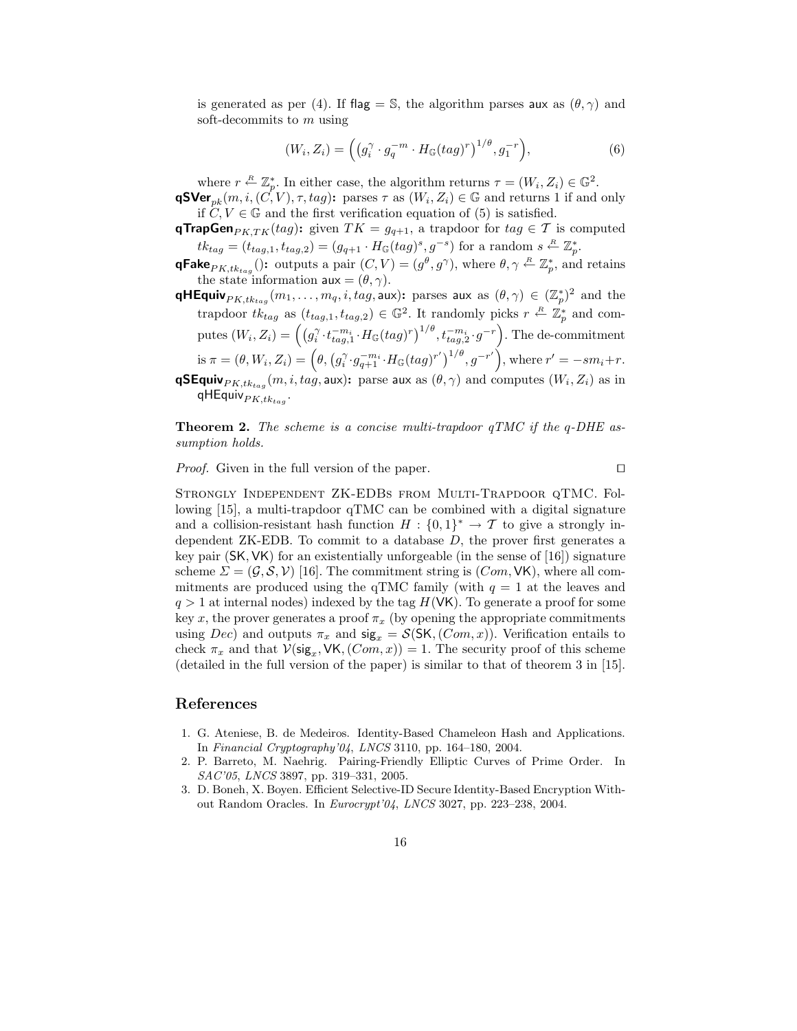is generated as per (4). If $\mathsf{flag} = \mathbb{S}$, the algorithm parses $\mathsf{aux}$ as $(\theta, \gamma)$ and soft-decommits to $m$ using

$$(W_i, Z_i) = \Big( \big(g_i^{\gamma} \cdot g_q^{-m} \cdot H_{\mathbb{G}}(tag)^r\big)^{1/\theta}, g_1^{-r} \Big), \tag{6}$$

where $r \xleftarrow{R} \mathbb{Z}_p^*$. In either case, the algorithm returns $\tau = (W_i, Z_i) \in \mathbb{G}^2$.

**qSVer**$_{pk}(m, i, (C, V), \tau, tag)$**:** parses $\tau$ as $(W_i, Z_i) \in \mathbb{G}$ and returns 1 if and only if $C, V \in \mathbb{G}$ and the first verification equation of (5) is satisfied.

**qTrapGen**$_{PK,TK}(tag)$**:** given $TK = g_{q+1}$, a trapdoor for $tag \in \mathcal{T}$ is computed $tk_{tag} = (t_{tag,1}, t_{tag,2}) = (g_{q+1} \cdot H_{\mathbb{G}}(tag)^s, g^{-s})$ for a random $s \xleftarrow{R} \mathbb{Z}_p^*$.

**qFake**$_{PK,tk_{tag}}()$**:** outputs a pair $(C, V) = (g^{\theta}, g^{\gamma})$, where $\theta, \gamma \xleftarrow{R} \mathbb{Z}_p^*$, and retains the state information $\mathsf{aux} = (\theta, \gamma)$.

**qHEquiv**$_{PK,tk_{tag}}(m_1, \ldots, m_q, i, tag, \mathsf{aux})$**:** parses $\mathsf{aux}$ as $(\theta, \gamma) \in (\mathbb{Z}_p^*)^2$ and the trapdoor $tk_{tag}$ as $(t_{tag,1}, t_{tag,2}) \in \mathbb{G}^2$. It randomly picks $r \xleftarrow{R} \mathbb{Z}_p^*$ and computes $(W_i, Z_i) = \Big( \big(g_i^{\gamma} \cdot t_{tag,1}^{-m_i} \cdot H_{\mathbb{G}}(tag)^r\big)^{1/\theta}, t_{tag,2}^{-m_i} \cdot g^{-r} \Big)$. The de-commitment is $\pi = (\theta, W_i, Z_i) = \Big( \theta, \big(g_i^{\gamma} \cdot g_{q+1}^{-m_i} \cdot H_{\mathbb{G}}(tag)^{r'}\big)^{1/\theta}, g^{-r'} \Big)$, where $r' = -sm_i + r$.

**qSEquiv**$_{PK,tk_{tag}}(m, i, tag, \mathsf{aux})$**:** parse $\mathsf{aux}$ as $(\theta, \gamma)$ and computes $(W_i, Z_i)$ as in $\mathsf{qHEquiv}_{PK,tk_{tag}}$.

**Theorem 2.** *The scheme is a concise multi-trapdoor qTMC if the q-DHE assumption holds.*

*Proof.* Given in the full version of the paper. ◻

Strongly Independent ZK-EDBs from Multi-Trapdoor qTMC. Following [15], a multi-trapdoor qTMC can be combined with a digital signature and a collision-resistant hash function $H : \{0, 1\}^* \rightarrow \mathcal{T}$ to give a strongly independent ZK-EDB. To commit to a database $D$, the prover first generates a key pair $(\mathsf{SK}, \mathsf{VK})$ for an existentially unforgeable (in the sense of [16]) signature scheme $\Sigma = (\mathcal{G}, \mathcal{S}, \mathcal{V})$ [16]. The commitment string is $(Com, \mathsf{VK})$, where all commitments are produced using the qTMC family (with $q = 1$ at the leaves and $q > 1$ at internal nodes) indexed by the tag $H(\mathsf{VK})$. To generate a proof for some key $x$, the prover generates a proof $\pi_x$ (by opening the appropriate commitments using $Dec$) and outputs $\pi_x$ and $\mathsf{sig}_x = \mathcal{S}(\mathsf{SK}, (Com, x))$. Verification entails to check $\pi_x$ and that $\mathcal{V}(\mathsf{sig}_x, \mathsf{VK}, (Com, x)) = 1$. The security proof of this scheme (detailed in the full version of the paper) is similar to that of theorem 3 in [15].

## References

1. G. Ateniese, B. de Medeiros. Identity-Based Chameleon Hash and Applications. In *Financial Cryptography'04*, *LNCS* 3110, pp. 164–180, 2004.
2. P. Barreto, M. Naehrig. Pairing-Friendly Elliptic Curves of Prime Order. In *SAC'05*, *LNCS* 3897, pp. 319–331, 2005.
3. D. Boneh, X. Boyen. Efficient Selective-ID Secure Identity-Based Encryption Without Random Oracles. In *Eurocrypt'04*, *LNCS* 3027, pp. 223–238, 2004.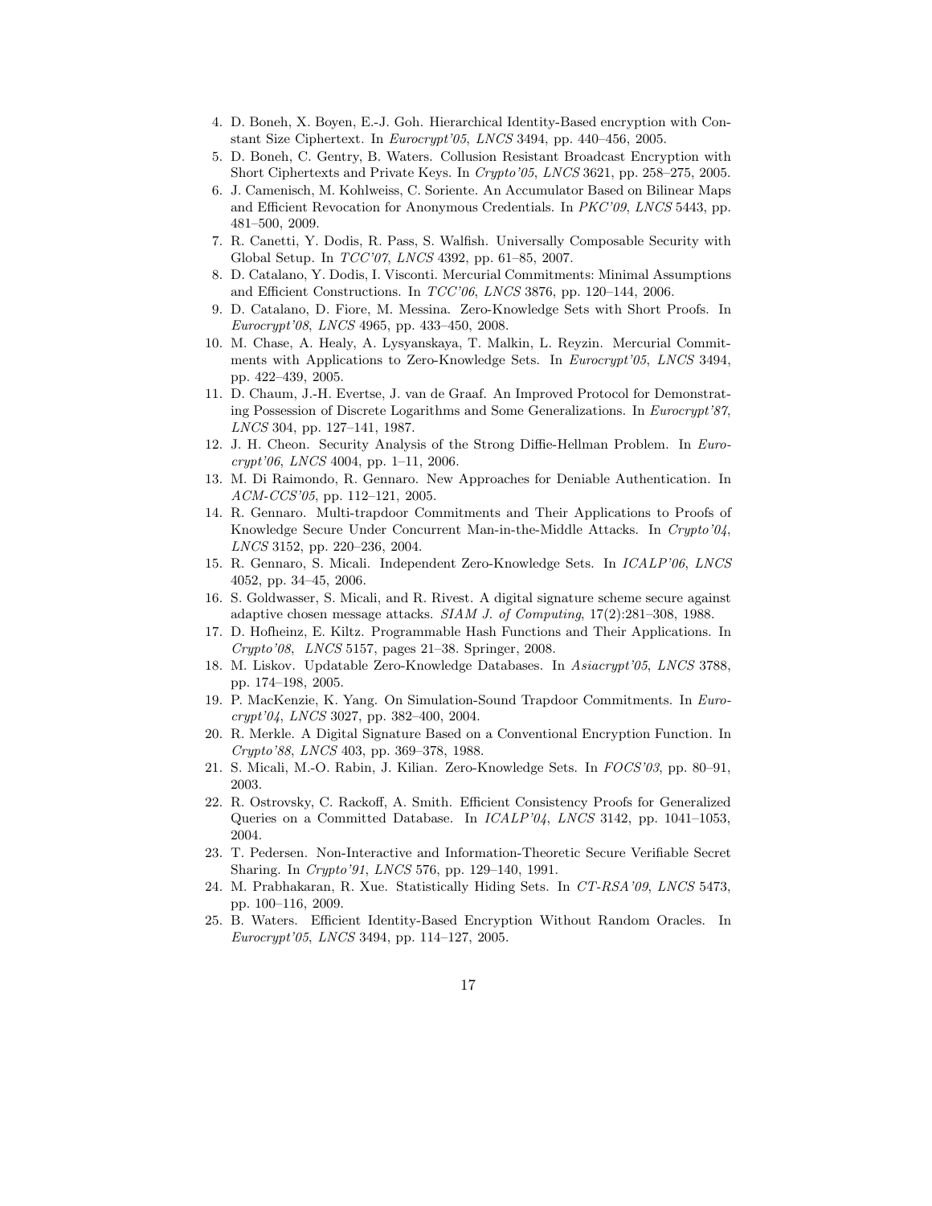4. D. Boneh, X. Boyen, E.-J. Goh. Hierarchical Identity-Based encryption with Constant Size Ciphertext. In *Eurocrypt'05*, *LNCS* 3494, pp. 440–456, 2005.
5. D. Boneh, C. Gentry, B. Waters. Collusion Resistant Broadcast Encryption with Short Ciphertexts and Private Keys. In *Crypto'05*, *LNCS* 3621, pp. 258–275, 2005.
6. J. Camenisch, M. Kohlweiss, C. Soriente. An Accumulator Based on Bilinear Maps and Efficient Revocation for Anonymous Credentials. In *PKC'09*, *LNCS* 5443, pp. 481–500, 2009.
7. R. Canetti, Y. Dodis, R. Pass, S. Walfish. Universally Composable Security with Global Setup. In *TCC'07*, *LNCS* 4392, pp. 61–85, 2007.
8. D. Catalano, Y. Dodis, I. Visconti. Mercurial Commitments: Minimal Assumptions and Efficient Constructions. In *TCC'06*, *LNCS* 3876, pp. 120–144, 2006.
9. D. Catalano, D. Fiore, M. Messina. Zero-Knowledge Sets with Short Proofs. In *Eurocrypt'08*, *LNCS* 4965, pp. 433–450, 2008.
10. M. Chase, A. Healy, A. Lysyanskaya, T. Malkin, L. Reyzin. Mercurial Commitments with Applications to Zero-Knowledge Sets. In *Eurocrypt'05*, *LNCS* 3494, pp. 422–439, 2005.
11. D. Chaum, J.-H. Evertse, J. van de Graaf. An Improved Protocol for Demonstrating Possession of Discrete Logarithms and Some Generalizations. In *Eurocrypt'87*, *LNCS* 304, pp. 127–141, 1987.
12. J. H. Cheon. Security Analysis of the Strong Diffie-Hellman Problem. In *Eurocrypt'06*, *LNCS* 4004, pp. 1–11, 2006.
13. M. Di Raimondo, R. Gennaro. New Approaches for Deniable Authentication. In *ACM-CCS'05*, pp. 112–121, 2005.
14. R. Gennaro. Multi-trapdoor Commitments and Their Applications to Proofs of Knowledge Secure Under Concurrent Man-in-the-Middle Attacks. In *Crypto'04*, *LNCS* 3152, pp. 220–236, 2004.
15. R. Gennaro, S. Micali. Independent Zero-Knowledge Sets. In *ICALP'06*, *LNCS* 4052, pp. 34–45, 2006.
16. S. Goldwasser, S. Micali, and R. Rivest. A digital signature scheme secure against adaptive chosen message attacks. *SIAM J. of Computing*, 17(2):281–308, 1988.
17. D. Hofheinz, E. Kiltz. Programmable Hash Functions and Their Applications. In *Crypto'08*, *LNCS* 5157, pages 21–38. Springer, 2008.
18. M. Liskov. Updatable Zero-Knowledge Databases. In *Asiacrypt'05*, *LNCS* 3788, pp. 174–198, 2005.
19. P. MacKenzie, K. Yang. On Simulation-Sound Trapdoor Commitments. In *Eurocrypt'04*, *LNCS* 3027, pp. 382–400, 2004.
20. R. Merkle. A Digital Signature Based on a Conventional Encryption Function. In *Crypto'88*, *LNCS* 403, pp. 369–378, 1988.
21. S. Micali, M.-O. Rabin, J. Kilian. Zero-Knowledge Sets. In *FOCS'03*, pp. 80–91, 2003.
22. R. Ostrovsky, C. Rackoff, A. Smith. Efficient Consistency Proofs for Generalized Queries on a Committed Database. In *ICALP'04*, *LNCS* 3142, pp. 1041–1053, 2004.
23. T. Pedersen. Non-Interactive and Information-Theoretic Secure Verifiable Secret Sharing. In *Crypto'91*, *LNCS* 576, pp. 129–140, 1991.
24. M. Prabhakaran, R. Xue. Statistically Hiding Sets. In *CT-RSA'09*, *LNCS* 5473, pp. 100–116, 2009.
25. B. Waters. Efficient Identity-Based Encryption Without Random Oracles. In *Eurocrypt'05*, *LNCS* 3494, pp. 114–127, 2005.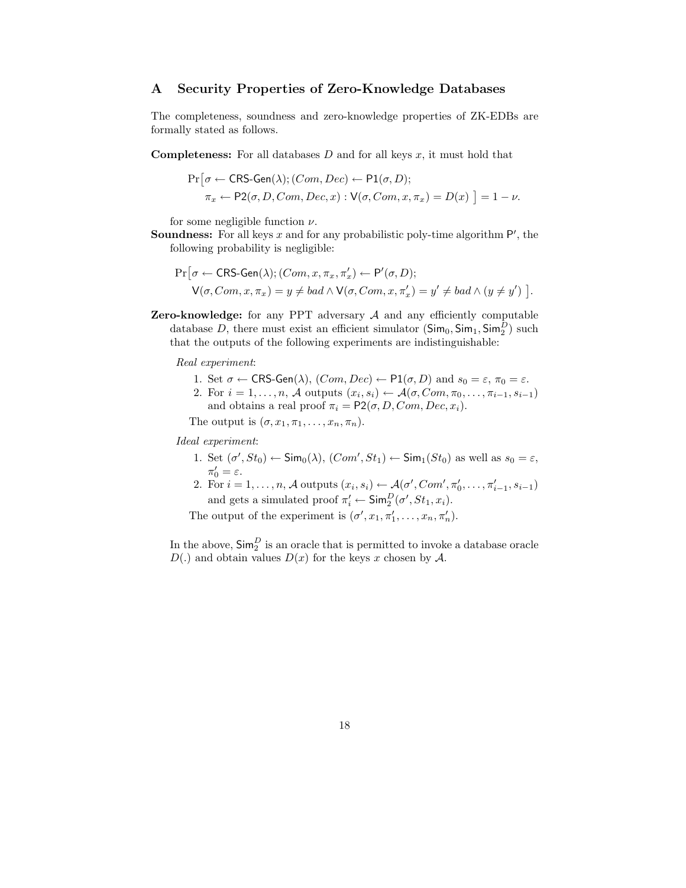## A Security Properties of Zero-Knowledge Databases

The completeness, soundness and zero-knowledge properties of ZK-EDBs are formally stated as follows.

**Completeness:** For all databases $D$ and for all keys $x$, it must hold that

$$\Pr\big[\sigma \leftarrow \mathsf{CRS\text{-}Gen}(\lambda); (Com, Dec) \leftarrow \mathsf{P1}(\sigma, D);$$
$$\pi_x \leftarrow \mathsf{P2}(\sigma, D, Com, Dec, x) : \mathsf{V}(\sigma, Com, x, \pi_x) = D(x)\ \big] = 1 - \nu.$$

for some negligible function $\nu$.

**Soundness:** For all keys $x$ and for any probabilistic poly-time algorithm $\mathsf{P}'$, the following probability is negligible:

$$\Pr\big[\sigma \leftarrow \mathsf{CRS\text{-}Gen}(\lambda); (Com, x, \pi_x, \pi'_x) \leftarrow \mathsf{P}'(\sigma, D);$$
$$\mathsf{V}(\sigma, Com, x, \pi_x) = y \neq bad \wedge \mathsf{V}(\sigma, Com, x, \pi'_x) = y' \neq bad \wedge (y \neq y')\ \big].$$

**Zero-knowledge:** for any PPT adversary $\mathcal{A}$ and any efficiently computable database $D$, there must exist an efficient simulator $(\mathsf{Sim}_0, \mathsf{Sim}_1, \mathsf{Sim}_2^D)$ such that the outputs of the following experiments are indistinguishable:

*Real experiment*:

1. Set $\sigma \leftarrow \mathsf{CRS\text{-}Gen}(\lambda)$, $(Com, Dec) \leftarrow \mathsf{P1}(\sigma, D)$ and $s_0 = \varepsilon$, $\pi_0 = \varepsilon$.
2. For $i = 1, \ldots, n$, $\mathcal{A}$ outputs $(x_i, s_i) \leftarrow \mathcal{A}(\sigma, Com, \pi_0, \ldots, \pi_{i-1}, s_{i-1})$ and obtains a real proof $\pi_i = \mathsf{P2}(\sigma, D, Com, Dec, x_i)$.

The output is $(\sigma, x_1, \pi_1, \ldots, x_n, \pi_n)$.

*Ideal experiment*:

1. Set $(\sigma', St_0) \leftarrow \mathsf{Sim}_0(\lambda)$, $(Com', St_1) \leftarrow \mathsf{Sim}_1(St_0)$ as well as $s_0 = \varepsilon$, $\pi'_0 = \varepsilon$.
2. For $i = 1, \ldots, n$, $\mathcal{A}$ outputs $(x_i, s_i) \leftarrow \mathcal{A}(\sigma', Com', \pi'_0, \ldots, \pi'_{i-1}, s_{i-1})$ and gets a simulated proof $\pi'_i \leftarrow \mathsf{Sim}_2^D(\sigma', St_1, x_i)$.

The output of the experiment is $(\sigma', x_1, \pi'_1, \ldots, x_n, \pi'_n)$.

In the above, $\mathsf{Sim}_2^D$ is an oracle that is permitted to invoke a database oracle $D(.)$ and obtain values $D(x)$ for the keys $x$ chosen by $\mathcal{A}$.